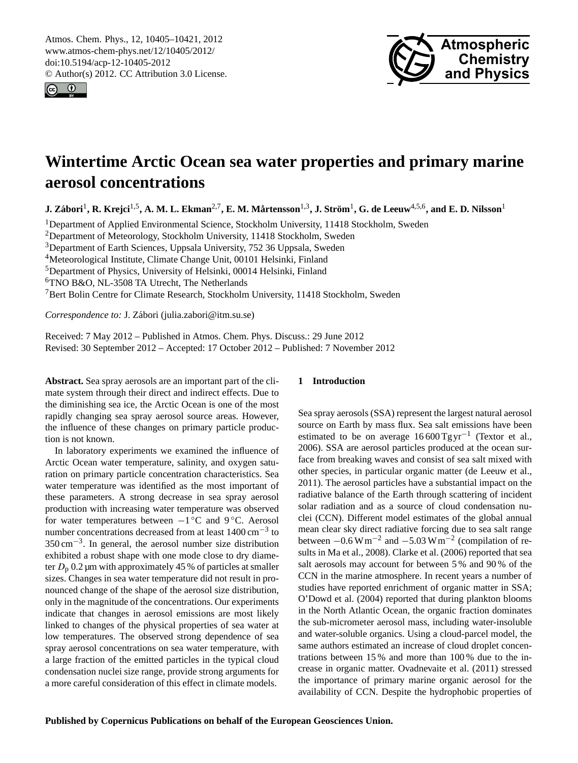# Wintertime Arctic Ocean sea water properties and primary marine aerosol concentrations

**J. Zábori[1], R. Krejci[1,5], A. M. L. Ekman[2,7], E. M. Mårtensson[1,3], J. Ström[1], G. de Leeuw[4,5,6], and E. D. Nilsson[1]**

[1]Department of Applied Environmental Science, Stockholm University, 11418 Stockholm, Sweden
[2]Department of Meteorology, Stockholm University, 11418 Stockholm, Sweden
[3]Department of Earth Sciences, Uppsala University, 752 36 Uppsala, Sweden
[4]Meteorological Institute, Climate Change Unit, 00101 Helsinki, Finland
[5]Department of Physics, University of Helsinki, 00014 Helsinki, Finland
[6]TNO B&O, NL-3508 TA Utrecht, The Netherlands
[7]Bert Bolin Centre for Climate Research, Stockholm University, 11418 Stockholm, Sweden

*Correspondence to:* J. Zábori (julia.zabori@itm.su.se)

Received: 7 May 2012 – Published in Atmos. Chem. Phys. Discuss.: 29 June 2012
Revised: 30 September 2012 – Accepted: 17 October 2012 – Published: 7 November 2012

**Abstract.** Sea spray aerosols are an important part of the climate system through their direct and indirect effects. Due to the diminishing sea ice, the Arctic Ocean is one of the most rapidly changing sea spray aerosol source areas. However, the influence of these changes on primary particle production is not known.

In laboratory experiments we examined the influence of Arctic Ocean water temperature, salinity, and oxygen saturation on primary particle concentration characteristics. Sea water temperature was identified as the most important of these parameters. A strong decrease in sea spray aerosol production with increasing water temperature was observed for water temperatures between $-1\,^{\circ}$C and $9\,^{\circ}$C. Aerosol number concentrations decreased from at least $1400\,\text{cm}^{-3}$ to $350\,\text{cm}^{-3}$. In general, the aerosol number size distribution exhibited a robust shape with one mode close to dry diameter $D_p$ 0.2 µm with approximately 45 % of particles at smaller sizes. Changes in sea water temperature did not result in pronounced change of the shape of the aerosol size distribution, only in the magnitude of the concentrations. Our experiments indicate that changes in aerosol emissions are most likely linked to changes of the physical properties of sea water at low temperatures. The observed strong dependence of sea spray aerosol concentrations on sea water temperature, with a large fraction of the emitted particles in the typical cloud condensation nuclei size range, provide strong arguments for a more careful consideration of this effect in climate models.

## 1 Introduction

Sea spray aerosols (SSA) represent the largest natural aerosol source on Earth by mass flux. Sea salt emissions have been estimated to be on average $16\,600\,\text{Tg}\,\text{yr}^{-1}$ (Textor et al., 2006). SSA are aerosol particles produced at the ocean surface from breaking waves and consist of sea salt mixed with other species, in particular organic matter (de Leeuw et al., 2011). The aerosol particles have a substantial impact on the radiative balance of the Earth through scattering of incident solar radiation and as a source of cloud condensation nuclei (CCN). Different model estimates of the global annual mean clear sky direct radiative forcing due to sea salt range between $-0.6\,\text{W}\,\text{m}^{-2}$ and $-5.03\,\text{W}\,\text{m}^{-2}$ (compilation of results in Ma et al., 2008). Clarke et al. (2006) reported that sea salt aerosols may account for between 5 % and 90 % of the CCN in the marine atmosphere. In recent years a number of studies have reported enrichment of organic matter in SSA; O'Dowd et al. (2004) reported that during plankton blooms in the North Atlantic Ocean, the organic fraction dominates the sub-micrometer aerosol mass, including water-insoluble and water-soluble organics. Using a cloud-parcel model, the same authors estimated an increase of cloud droplet concentrations between 15 % and more than 100 % due to the increase in organic matter. Ovadnevaite et al. (2011) stressed the importance of primary marine organic aerosol for the availability of CCN. Despite the hydrophobic properties of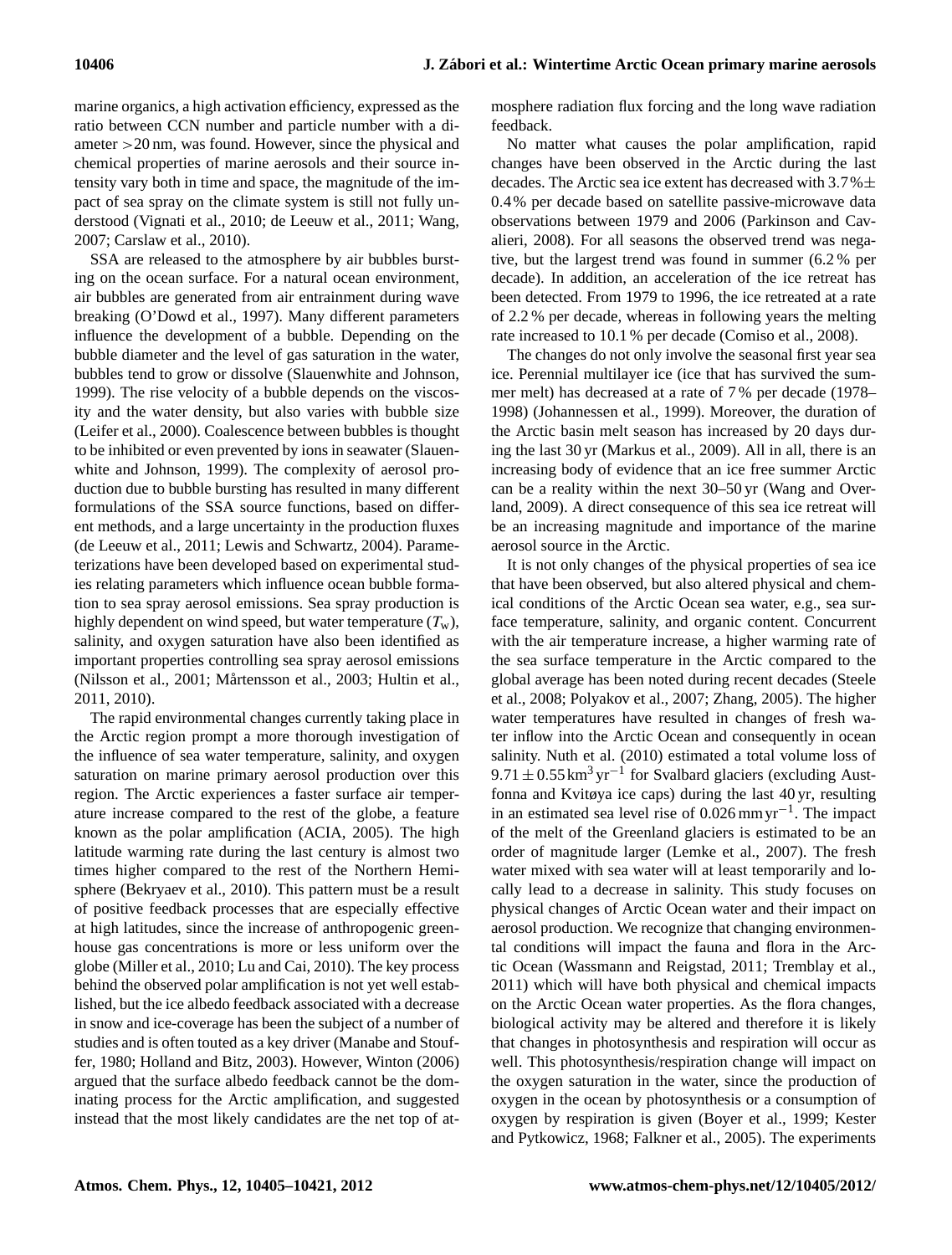marine organics, a high activation efficiency, expressed as the ratio between CCN number and particle number with a diameter >20 nm, was found. However, since the physical and chemical properties of marine aerosols and their source intensity vary both in time and space, the magnitude of the impact of sea spray on the climate system is still not fully understood (Vignati et al., 2010; de Leeuw et al., 2011; Wang, 2007; Carslaw et al., 2010).

SSA are released to the atmosphere by air bubbles bursting on the ocean surface. For a natural ocean environment, air bubbles are generated from air entrainment during wave breaking (O'Dowd et al., 1997). Many different parameters influence the development of a bubble. Depending on the bubble diameter and the level of gas saturation in the water, bubbles tend to grow or dissolve (Slauenwhite and Johnson, 1999). The rise velocity of a bubble depends on the viscosity and the water density, but also varies with bubble size (Leifer et al., 2000). Coalescence between bubbles is thought to be inhibited or even prevented by ions in seawater (Slauenwhite and Johnson, 1999). The complexity of aerosol production due to bubble bursting has resulted in many different formulations of the SSA source functions, based on different methods, and a large uncertainty in the production fluxes (de Leeuw et al., 2011; Lewis and Schwartz, 2004). Parameterizations have been developed based on experimental studies relating parameters which influence ocean bubble formation to sea spray aerosol emissions. Sea spray production is highly dependent on wind speed, but water temperature ($T_w$), salinity, and oxygen saturation have also been identified as important properties controlling sea spray aerosol emissions (Nilsson et al., 2001; Mårtensson et al., 2003; Hultin et al., 2011, 2010).

The rapid environmental changes currently taking place in the Arctic region prompt a more thorough investigation of the influence of sea water temperature, salinity, and oxygen saturation on marine primary aerosol production over this region. The Arctic experiences a faster surface air temperature increase compared to the rest of the globe, a feature known as the polar amplification (ACIA, 2005). The high latitude warming rate during the last century is almost two times higher compared to the rest of the Northern Hemisphere (Bekryaev et al., 2010). This pattern must be a result of positive feedback processes that are especially effective at high latitudes, since the increase of anthropogenic greenhouse gas concentrations is more or less uniform over the globe (Miller et al., 2010; Lu and Cai, 2010). The key process behind the observed polar amplification is not yet well established, but the ice albedo feedback associated with a decrease in snow and ice-coverage has been the subject of a number of studies and is often touted as a key driver (Manabe and Stouffer, 1980; Holland and Bitz, 2003). However, Winton (2006) argued that the surface albedo feedback cannot be the dominating process for the Arctic amplification, and suggested instead that the most likely candidates are the net top of atmosphere radiation flux forcing and the long wave radiation feedback.

No matter what causes the polar amplification, rapid changes have been observed in the Arctic during the last decades. The Arctic sea ice extent has decreased with 3.7 %± 0.4 % per decade based on satellite passive-microwave data observations between 1979 and 2006 (Parkinson and Cavalieri, 2008). For all seasons the observed trend was negative, but the largest trend was found in summer (6.2 % per decade). In addition, an acceleration of the ice retreat has been detected. From 1979 to 1996, the ice retreated at a rate of 2.2 % per decade, whereas in following years the melting rate increased to 10.1 % per decade (Comiso et al., 2008).

The changes do not only involve the seasonal first year sea ice. Perennial multilayer ice (ice that has survived the summer melt) has decreased at a rate of 7 % per decade (1978–1998) (Johannessen et al., 1999). Moreover, the duration of the Arctic basin melt season has increased by 20 days during the last 30 yr (Markus et al., 2009). All in all, there is an increasing body of evidence that an ice free summer Arctic can be a reality within the next 30–50 yr (Wang and Overland, 2009). A direct consequence of this sea ice retreat will be an increasing magnitude and importance of the marine aerosol source in the Arctic.

It is not only changes of the physical properties of sea ice that have been observed, but also altered physical and chemical conditions of the Arctic Ocean sea water, e.g., sea surface temperature, salinity, and organic content. Concurrent with the air temperature increase, a higher warming rate of the sea surface temperature in the Arctic compared to the global average has been noted during recent decades (Steele et al., 2008; Polyakov et al., 2007; Zhang, 2005). The higher water temperatures have resulted in changes of fresh water inflow into the Arctic Ocean and consequently in ocean salinity. Nuth et al. (2010) estimated a total volume loss of $9.71 \pm 0.55\,\mathrm{km^3\,yr^{-1}}$ for Svalbard glaciers (excluding Austfonna and Kvitøya ice caps) during the last 40 yr, resulting in an estimated sea level rise of $0.026\,\mathrm{mm\,yr^{-1}}$. The impact of the melt of the Greenland glaciers is estimated to be an order of magnitude larger (Lemke et al., 2007). The fresh water mixed with sea water will at least temporarily and locally lead to a decrease in salinity. This study focuses on physical changes of Arctic Ocean water and their impact on aerosol production. We recognize that changing environmental conditions will impact the fauna and flora in the Arctic Ocean (Wassmann and Reigstad, 2011; Tremblay et al., 2011) which will have both physical and chemical impacts on the Arctic Ocean water properties. As the flora changes, biological activity may be altered and therefore it is likely that changes in photosynthesis and respiration will occur as well. This photosynthesis/respiration change will impact on the oxygen saturation in the water, since the production of oxygen in the ocean by photosynthesis or a consumption of oxygen by respiration is given (Boyer et al., 1999; Kester and Pytkowicz, 1968; Falkner et al., 2005). The experiments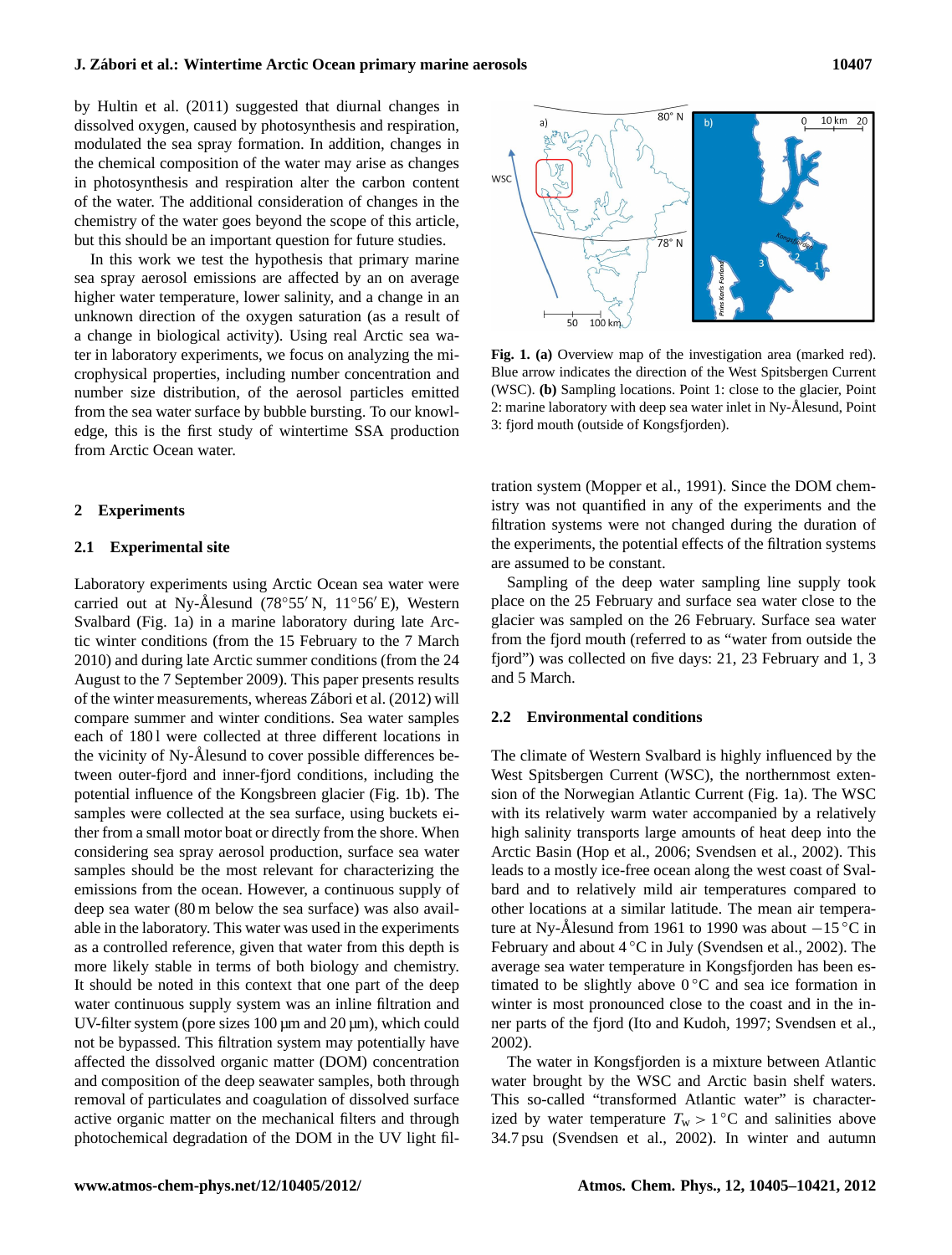by Hultin et al. (2011) suggested that diurnal changes in dissolved oxygen, caused by photosynthesis and respiration, modulated the sea spray formation. In addition, changes in the chemical composition of the water may arise as changes in photosynthesis and respiration alter the carbon content of the water. The additional consideration of changes in the chemistry of the water goes beyond the scope of this article, but this should be an important question for future studies.

In this work we test the hypothesis that primary marine sea spray aerosol emissions are affected by an on average higher water temperature, lower salinity, and a change in an unknown direction of the oxygen saturation (as a result of a change in biological activity). Using real Arctic sea water in laboratory experiments, we focus on analyzing the microphysical properties, including number concentration and number size distribution, of the aerosol particles emitted from the sea water surface by bubble bursting. To our knowledge, this is the first study of wintertime SSA production from Arctic Ocean water.

## 2 Experiments

### 2.1 Experimental site

Laboratory experiments using Arctic Ocean sea water were carried out at Ny-Ålesund (78°55′ N, 11°56′ E), Western Svalbard (Fig. 1a) in a marine laboratory during late Arctic winter conditions (from the 15 February to the 7 March 2010) and during late Arctic summer conditions (from the 24 August to the 7 September 2009). This paper presents results of the winter measurements, whereas Zábori et al. (2012) will compare summer and winter conditions. Sea water samples each of 180 l were collected at three different locations in the vicinity of Ny-Ålesund to cover possible differences between outer-fjord and inner-fjord conditions, including the potential influence of the Kongsbreen glacier (Fig. 1b). The samples were collected at the sea surface, using buckets either from a small motor boat or directly from the shore. When considering sea spray aerosol production, surface sea water samples should be the most relevant for characterizing the emissions from the ocean. However, a continuous supply of deep sea water (80 m below the sea surface) was also available in the laboratory. This water was used in the experiments as a controlled reference, given that water from this depth is more likely stable in terms of both biology and chemistry. It should be noted in this context that one part of the deep water continuous supply system was an inline filtration and UV-filter system (pore sizes 100 µm and 20 µm), which could not be bypassed. This filtration system may potentially have affected the dissolved organic matter (DOM) concentration and composition of the deep seawater samples, both through removal of particulates and coagulation of dissolved surface active organic matter on the mechanical filters and through photochemical degradation of the DOM in the UV light filtration system (Mopper et al., 1991). Since the DOM chemistry was not quantified in any of the experiments and the filtration systems were not changed during the duration of the experiments, the potential effects of the filtration systems are assumed to be constant.

**Fig. 1. (a)** Overview map of the investigation area (marked red). Blue arrow indicates the direction of the West Spitsbergen Current (WSC). **(b)** Sampling locations. Point 1: close to the glacier, Point 2: marine laboratory with deep sea water inlet in Ny-Ålesund, Point 3: fjord mouth (outside of Kongsfjorden).

Sampling of the deep water sampling line supply took place on the 25 February and surface sea water close to the glacier was sampled on the 26 February. Surface sea water from the fjord mouth (referred to as "water from outside the fjord") was collected on five days: 21, 23 February and 1, 3 and 5 March.

### 2.2 Environmental conditions

The climate of Western Svalbard is highly influenced by the West Spitsbergen Current (WSC), the northernmost extension of the Norwegian Atlantic Current (Fig. 1a). The WSC with its relatively warm water accompanied by a relatively high salinity transports large amounts of heat deep into the Arctic Basin (Hop et al., 2006; Svendsen et al., 2002). This leads to a mostly ice-free ocean along the west coast of Svalbard and to relatively mild air temperatures compared to other locations at a similar latitude. The mean air temperature at Ny-Ålesund from 1961 to 1990 was about −15 °C in February and about 4 °C in July (Svendsen et al., 2002). The average sea water temperature in Kongsfjorden has been estimated to be slightly above 0 °C and sea ice formation in winter is most pronounced close to the coast and in the inner parts of the fjord (Ito and Kudoh, 1997; Svendsen et al., 2002).

The water in Kongsfjorden is a mixture between Atlantic water brought by the WSC and Arctic basin shelf waters. This so-called "transformed Atlantic water" is characterized by water temperature $T_w > 1$ °C and salinities above 34.7 psu (Svendsen et al., 2002). In winter and autumn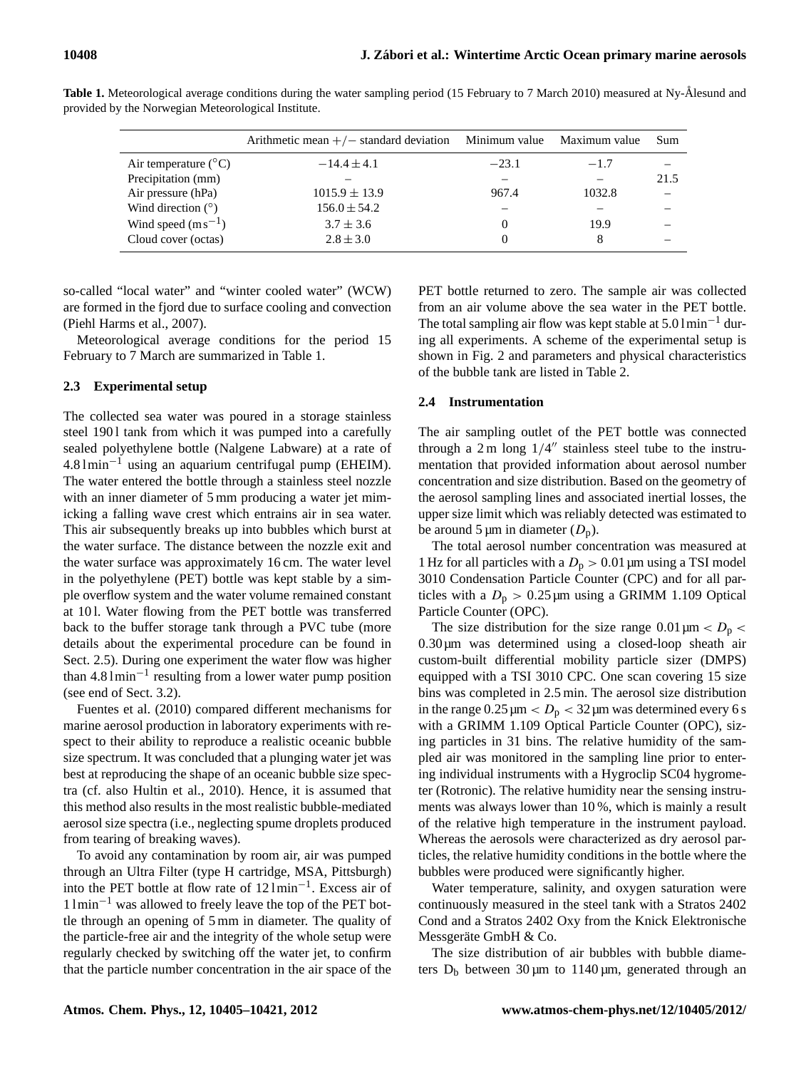**Table 1.** Meteorological average conditions during the water sampling period (15 February to 7 March 2010) measured at Ny-Ålesund and provided by the Norwegian Meteorological Institute.

| | Arithmetic mean +/− standard deviation | Minimum value | Maximum value | Sum |
|---|---|---|---|---|
| Air temperature (°C) | $-14.4 \pm 4.1$ | $-23.1$ | $-1.7$ | – |
| Precipitation (mm) | – | – | – | 21.5 |
| Air pressure (hPa) | $1015.9 \pm 13.9$ | 967.4 | 1032.8 | – |
| Wind direction (°) | $156.0 \pm 54.2$ | – | – | – |
| Wind speed ($\mathrm{m\,s^{-1}}$) | $3.7 \pm 3.6$ | 0 | 19.9 | – |
| Cloud cover (octas) | $2.8 \pm 3.0$ | 0 | 8 | – |

so-called "local water" and "winter cooled water" (WCW) are formed in the fjord due to surface cooling and convection (Piehl Harms et al., 2007).

Meteorological average conditions for the period 15 February to 7 March are summarized in Table 1.

### 2.3 Experimental setup

The collected sea water was poured in a storage stainless steel 190 l tank from which it was pumped into a carefully sealed polyethylene bottle (Nalgene Labware) at a rate of $4.8\,\mathrm{l\,min^{-1}}$ using an aquarium centrifugal pump (EHEIM). The water entered the bottle through a stainless steel nozzle with an inner diameter of 5 mm producing a water jet mimicking a falling wave crest which entrains air in sea water. This air subsequently breaks up into bubbles which burst at the water surface. The distance between the nozzle exit and the water surface was approximately 16 cm. The water level in the polyethylene (PET) bottle was kept stable by a simple overflow system and the water volume remained constant at 10 l. Water flowing from the PET bottle was transferred back to the buffer storage tank through a PVC tube (more details about the experimental procedure can be found in Sect. 2.5). During one experiment the water flow was higher than $4.8\,\mathrm{l\,min^{-1}}$ resulting from a lower water pump position (see end of Sect. 3.2).

Fuentes et al. (2010) compared different mechanisms for marine aerosol production in laboratory experiments with respect to their ability to reproduce a realistic oceanic bubble size spectrum. It was concluded that a plunging water jet was best at reproducing the shape of an oceanic bubble size spectra (cf. also Hultin et al., 2010). Hence, it is assumed that this method also results in the most realistic bubble-mediated aerosol size spectra (i.e., neglecting spume droplets produced from tearing of breaking waves).

To avoid any contamination by room air, air was pumped through an Ultra Filter (type H cartridge, MSA, Pittsburgh) into the PET bottle at flow rate of $12\,\mathrm{l\,min^{-1}}$. Excess air of $1\,\mathrm{l\,min^{-1}}$ was allowed to freely leave the top of the PET bottle through an opening of 5 mm in diameter. The quality of the particle-free air and the integrity of the whole setup were regularly checked by switching off the water jet, to confirm that the particle number concentration in the air space of the PET bottle returned to zero. The sample air was collected from an air volume above the sea water in the PET bottle. The total sampling air flow was kept stable at $5.0\,\mathrm{l\,min^{-1}}$ during all experiments. A scheme of the experimental setup is shown in Fig. 2 and parameters and physical characteristics of the bubble tank are listed in Table 2.

### 2.4 Instrumentation

The air sampling outlet of the PET bottle was connected through a 2 m long 1/4″ stainless steel tube to the instrumentation that provided information about aerosol number concentration and size distribution. Based on the geometry of the aerosol sampling lines and associated inertial losses, the upper size limit which was reliably detected was estimated to be around 5 µm in diameter ($D_p$).

The total aerosol number concentration was measured at 1 Hz for all particles with a $D_p > 0.01$ µm using a TSI model 3010 Condensation Particle Counter (CPC) and for all particles with a $D_p > 0.25$ µm using a GRIMM 1.109 Optical Particle Counter (OPC).

The size distribution for the size range $0.01\,\mu\mathrm{m} < D_p < 0.30\,\mu\mathrm{m}$ was determined using a closed-loop sheath air custom-built differential mobility particle sizer (DMPS) equipped with a TSI 3010 CPC. One scan covering 15 size bins was completed in 2.5 min. The aerosol size distribution in the range $0.25\,\mu\mathrm{m} < D_p < 32\,\mu\mathrm{m}$ was determined every 6 s with a GRIMM 1.109 Optical Particle Counter (OPC), sizing particles in 31 bins. The relative humidity of the sampled air was monitored in the sampling line prior to entering individual instruments with a Hygroclip SC04 hygrometer (Rotronic). The relative humidity near the sensing instruments was always lower than 10 %, which is mainly a result of the relative high temperature in the instrument payload. Whereas the aerosols were characterized as dry aerosol particles, the relative humidity conditions in the bottle where the bubbles were produced were significantly higher.

Water temperature, salinity, and oxygen saturation were continuously measured in the steel tank with a Stratos 2402 Cond and a Stratos 2402 Oxy from the Knick Elektronische Messgeräte GmbH & Co.

The size distribution of air bubbles with bubble diameters $D_b$ between 30 µm to 1140 µm, generated through an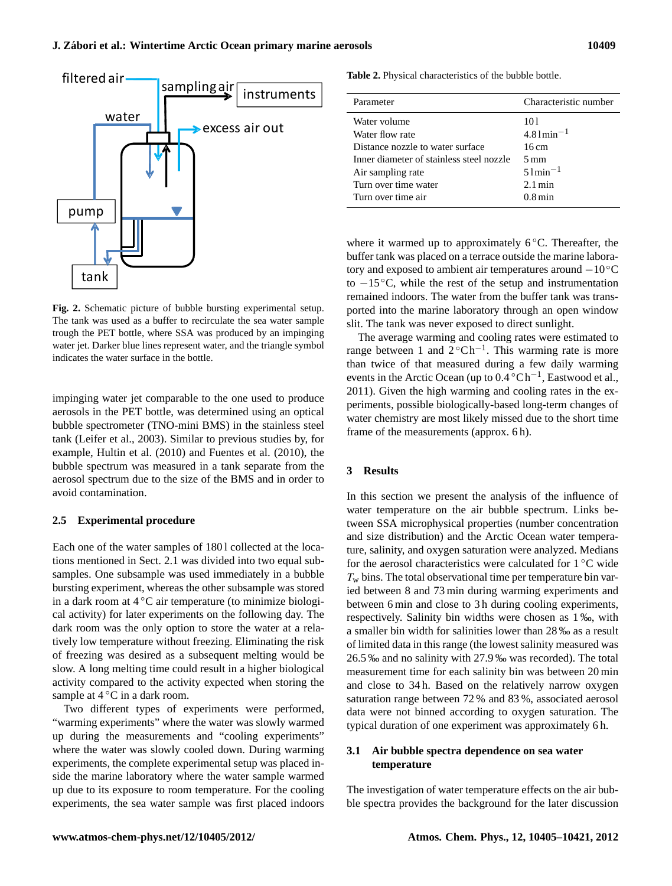filtered air

sampling air

instruments

water

excess air out

pump

tank

**Fig. 2.** Schematic picture of bubble bursting experimental setup. The tank was used as a buffer to recirculate the sea water sample trough the PET bottle, where SSA was produced by an impinging water jet. Darker blue lines represent water, and the triangle symbol indicates the water surface in the bottle.

impinging water jet comparable to the one used to produce aerosols in the PET bottle, was determined using an optical bubble spectrometer (TNO-mini BMS) in the stainless steel tank (Leifer et al., 2003). Similar to previous studies by, for example, Hultin et al. (2010) and Fuentes et al. (2010), the bubble spectrum was measured in a tank separate from the aerosol spectrum due to the size of the BMS and in order to avoid contamination.

### 2.5 Experimental procedure

Each one of the water samples of 180 l collected at the locations mentioned in Sect. 2.1 was divided into two equal subsamples. One subsample was used immediately in a bubble bursting experiment, whereas the other subsample was stored in a dark room at 4 °C air temperature (to minimize biological activity) for later experiments on the following day. The dark room was the only option to store the water at a relatively low temperature without freezing. Eliminating the risk of freezing was desired as a subsequent melting would be slow. A long melting time could result in a higher biological activity compared to the activity expected when storing the sample at 4 °C in a dark room.

Two different types of experiments were performed, "warming experiments" where the water was slowly warmed up during the measurements and "cooling experiments" where the water was slowly cooled down. During warming experiments, the complete experimental setup was placed inside the marine laboratory where the water sample warmed up due to its exposure to room temperature. For the cooling experiments, the sea water sample was first placed indoors

**Table 2.** Physical characteristics of the bubble bottle.

| Parameter | Characteristic number |
|---|---|
| Water volume | 10 l |
| Water flow rate | 4.8 l $\mathrm{min}^{-1}$ |
| Distance nozzle to water surface | 16 cm |
| Inner diameter of stainless steel nozzle | 5 mm |
| Air sampling rate | 5 l $\mathrm{min}^{-1}$ |
| Turn over time water | 2.1 min |
| Turn over time air | 0.8 min |

where it warmed up to approximately 6 °C. Thereafter, the buffer tank was placed on a terrace outside the marine laboratory and exposed to ambient air temperatures around −10 °C to −15 °C, while the rest of the setup and instrumentation remained indoors. The water from the buffer tank was transported into the marine laboratory through an open window slit. The tank was never exposed to direct sunlight.

The average warming and cooling rates were estimated to range between 1 and 2 °C $\mathrm{h}^{-1}$. This warming rate is more than twice of that measured during a few daily warming events in the Arctic Ocean (up to 0.4 °C $\mathrm{h}^{-1}$, Eastwood et al., 2011). Given the high warming and cooling rates in the experiments, possible biologically-based long-term changes of water chemistry are most likely missed due to the short time frame of the measurements (approx. 6 h).

## 3 Results

In this section we present the analysis of the influence of water temperature on the air bubble spectrum. Links between SSA microphysical properties (number concentration and size distribution) and the Arctic Ocean water temperature, salinity, and oxygen saturation were analyzed. Medians for the aerosol characteristics were calculated for 1 °C wide $T_w$ bins. The total observational time per temperature bin varied between 8 and 73 min during warming experiments and between 6 min and close to 3 h during cooling experiments, respectively. Salinity bin widths were chosen as 1 ‰, with a smaller bin width for salinities lower than 28 ‰ as a result of limited data in this range (the lowest salinity measured was 26.5 ‰ and no salinity with 27.9 ‰ was recorded). The total measurement time for each salinity bin was between 20 min and close to 34 h. Based on the relatively narrow oxygen saturation range between 72 % and 83 %, associated aerosol data were not binned according to oxygen saturation. The typical duration of one experiment was approximately 6 h.

### 3.1 Air bubble spectra dependence on sea water temperature

The investigation of water temperature effects on the air bubble spectra provides the background for the later discussion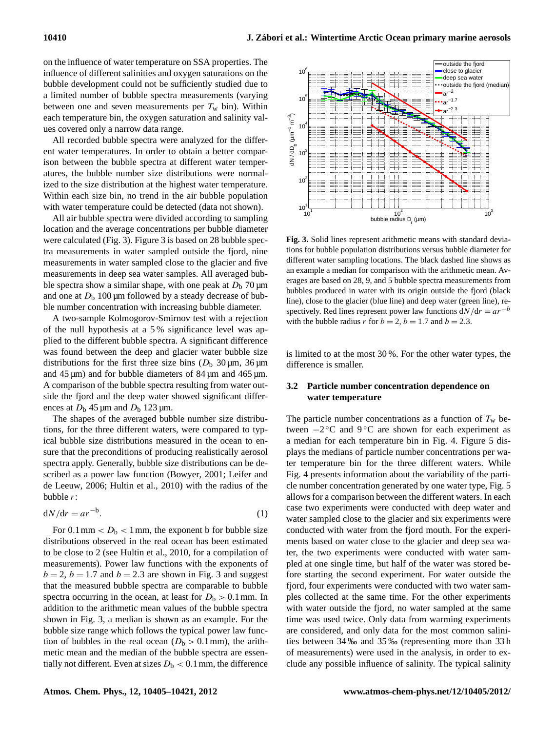on the influence of water temperature on SSA properties. The influence of different salinities and oxygen saturations on the bubble development could not be sufficiently studied due to a limited number of bubble spectra measurements (varying between one and seven measurements per $T_w$ bin). Within each temperature bin, the oxygen saturation and salinity values covered only a narrow data range.

All recorded bubble spectra were analyzed for the different water temperatures. In order to obtain a better comparison between the bubble spectra at different water temperatures, the bubble number size distributions were normalized to the size distribution at the highest water temperature. Within each size bin, no trend in the air bubble population with water temperature could be detected (data not shown).

All air bubble spectra were divided according to sampling location and the average concentrations per bubble diameter were calculated (Fig. 3). Figure 3 is based on 28 bubble spectra measurements in water sampled outside the fjord, nine measurements in water sampled close to the glacier and five measurements in deep sea water samples. All averaged bubble spectra show a similar shape, with one peak at $D_b$ 70 µm and one at $D_b$ 100 µm followed by a steady decrease of bubble number concentration with increasing bubble diameter.

A two-sample Kolmogorov-Smirnov test with a rejection of the null hypothesis at a 5 % significance level was applied to the different bubble spectra. A significant difference was found between the deep and glacier water bubble size distributions for the first three size bins ($D_b$ 30 µm, 36 µm and 45 µm) and for bubble diameters of 84 µm and 465 µm. A comparison of the bubble spectra resulting from water outside the fjord and the deep water showed significant differences at $D_b$ 45 µm and $D_b$ 123 µm.

The shapes of the averaged bubble number size distributions, for the three different waters, were compared to typical bubble size distributions measured in the ocean to ensure that the preconditions of producing realistically aerosol spectra apply. Generally, bubble size distributions can be described as a power law function (Bowyer, 2001; Leifer and de Leeuw, 2006; Hultin et al., 2010) with the radius of the bubble $r$:

$$dN/dr = ar^{-b}. \quad (1)$$

For $0.1\,\text{mm} < D_b < 1\,\text{mm}$, the exponent b for bubble size distributions observed in the real ocean has been estimated to be close to 2 (see Hultin et al., 2010, for a compilation of measurements). Power law functions with the exponents of $b = 2$, $b = 1.7$ and $b = 2.3$ are shown in Fig. 3 and suggest that the measured bubble spectra are comparable to bubble spectra occurring in the ocean, at least for $D_b > 0.1\,\text{mm}$. In addition to the arithmetic mean values of the bubble spectra shown in Fig. 3, a median is shown as an example. For the bubble size range which follows the typical power law function of bubbles in the real ocean ($D_b > 0.1\,\text{mm}$), the arithmetic mean and the median of the bubble spectra are essentially not different. Even at sizes $D_b < 0.1\,\text{mm}$, the difference

outside the fjord
close to glacier
deep sea water
outside the fjord (median)
$ar^{-2}$
$ar^{-1.7}$
$ar^{-2.3}$
dN / dD$_b$ (µm$^{-1}$ m$^{-3}$)
bubble radius D$_r$ (µm)

**Fig. 3.** Solid lines represent arithmetic means with standard deviations for bubble population distributions versus bubble diameter for different water sampling locations. The black dashed line shows as an example a median for comparison with the arithmetic mean. Averages are based on 28, 9, and 5 bubble spectra measurements from bubbles produced in water with its origin outside the fjord (black line), close to the glacier (blue line) and deep water (green line), respectively. Red lines represent power law functions $dN/dr = ar^{-b}$ with the bubble radius $r$ for $b = 2$, $b = 1.7$ and $b = 2.3$.

is limited to at the most 30 %. For the other water types, the difference is smaller.

## 3.2 Particle number concentration dependence on water temperature

The particle number concentrations as a function of $T_w$ between $-2\,^\circ$C and $9\,^\circ$C are shown for each experiment as a median for each temperature bin in Fig. 4. Figure 5 displays the medians of particle number concentrations per water temperature bin for the three different waters. While Fig. 4 presents information about the variability of the particle number concentration generated by one water type, Fig. 5 allows for a comparison between the different waters. In each case two experiments were conducted with deep water and water sampled close to the glacier and six experiments were conducted with water from the fjord mouth. For the experiments based on water close to the glacier and deep sea water, the two experiments were conducted with water sampled at one single time, but half of the water was stored before starting the second experiment. For water outside the fjord, four experiments were conducted with two water samples collected at the same time. For the other experiments with water outside the fjord, no water sampled at the same time was used twice. Only data from warming experiments are considered, and only data for the most common salinities between 34 ‰ and 35 ‰ (representing more than 33 h of measurements) were used in the analysis, in order to exclude any possible influence of salinity. The typical salinity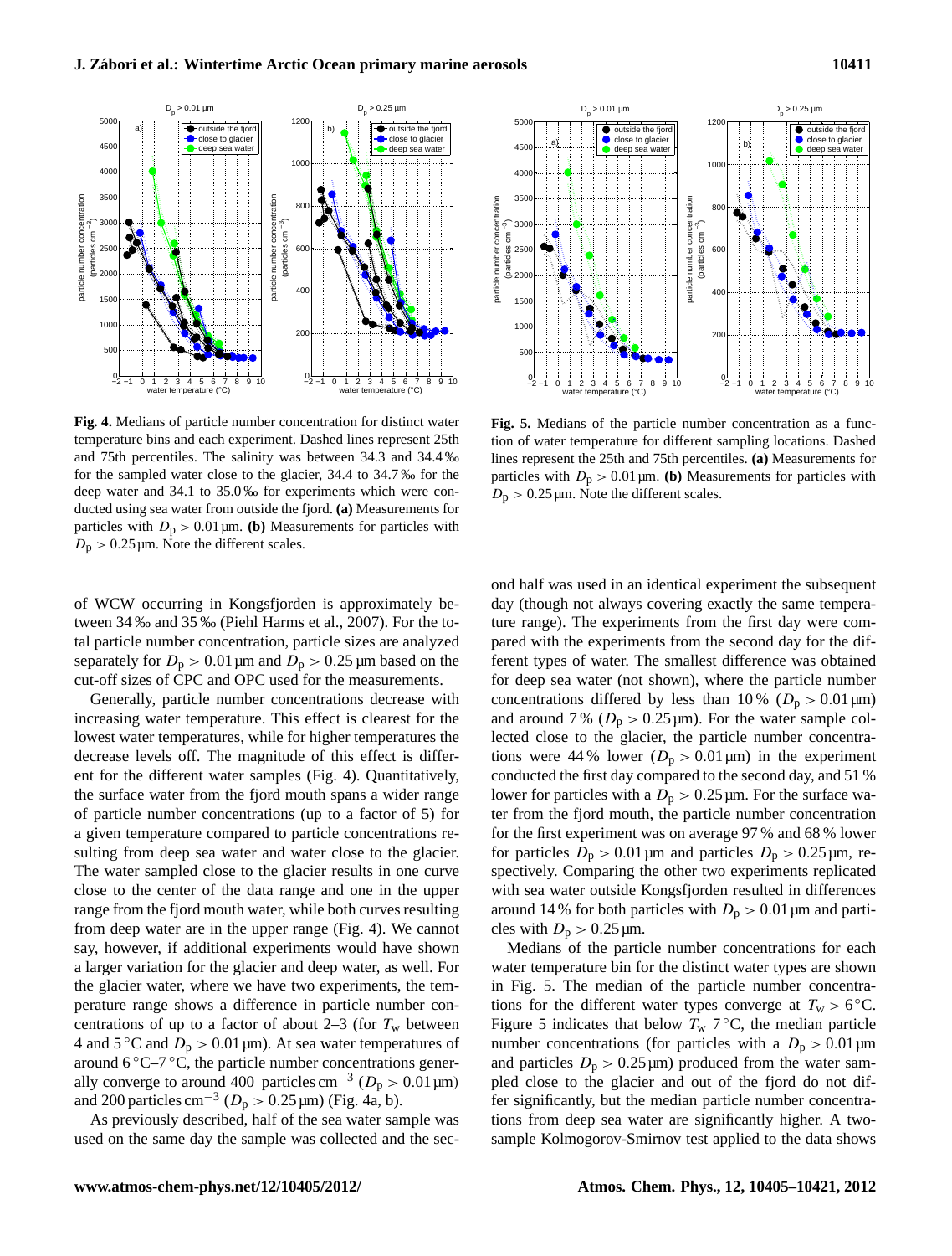D$_p$ > 0.01 µm

D$_p$ > 0.25 µm

a)

b)

outside the fjord

close to glacier

deep sea water

particle number concentration (particles cm$^{-3}$)

water temperature (°C)

**Fig. 4.** Medians of particle number concentration for distinct water temperature bins and each experiment. Dashed lines represent 25th and 75th percentiles. The salinity was between 34.3 and 34.4 ‰ for the sampled water close to the glacier, 34.4 to 34.7 ‰ for the deep water and 34.1 to 35.0 ‰ for experiments which were conducted using sea water from outside the fjord. **(a)** Measurements for particles with $D_p > 0.01$ µm. **(b)** Measurements for particles with $D_p > 0.25$ µm. Note the different scales.

D$_p$ > 0.01 µm

D$_p$ > 0.25 µm

a)

b)

outside the fjord

close to glacier

deep sea water

particle number concentration (particles cm$^{-3}$)

water temperature (°C)

**Fig. 5.** Medians of the particle number concentration as a function of water temperature for different sampling locations. Dashed lines represent the 25th and 75th percentiles. **(a)** Measurements for particles with $D_p > 0.01$ µm. **(b)** Measurements for particles with $D_p > 0.25$ µm. Note the different scales.

of WCW occurring in Kongsfjorden is approximately between 34 ‰ and 35 ‰ (Piehl Harms et al., 2007). For the total particle number concentration, particle sizes are analyzed separately for $D_p > 0.01$ µm and $D_p > 0.25$ µm based on the cut-off sizes of CPC and OPC used for the measurements.

Generally, particle number concentrations decrease with increasing water temperature. This effect is clearest for the lowest water temperatures, while for higher temperatures the decrease levels off. The magnitude of this effect is different for the different water samples (Fig. 4). Quantitatively, the surface water from the fjord mouth spans a wider range of particle number concentrations (up to a factor of 5) for a given temperature compared to particle concentrations resulting from deep sea water and water close to the glacier. The water sampled close to the glacier results in one curve close to the center of the data range and one in the upper range from the fjord mouth water, while both curves resulting from deep water are in the upper range (Fig. 4). We cannot say, however, if additional experiments would have shown a larger variation for the glacier and deep water, as well. For the glacier water, where we have two experiments, the temperature range shows a difference in particle number concentrations of up to a factor of about 2–3 (for $T_w$ between 4 and 5 °C and $D_p > 0.01$ µm). At sea water temperatures of around 6 °C–7 °C, the particle number concentrations generally converge to around 400 particles cm$^{-3}$ ($D_p > 0.01$ µm) and 200 particles cm$^{-3}$ ($D_p > 0.25$ µm) (Fig. 4a, b).

As previously described, half of the sea water sample was used on the same day the sample was collected and the second half was used in an identical experiment the subsequent day (though not always covering exactly the same temperature range). The experiments from the first day were compared with the experiments from the second day for the different types of water. The smallest difference was obtained for deep sea water (not shown), where the particle number concentrations differed by less than 10 % ($D_p > 0.01$ µm) and around 7 % ($D_p > 0.25$ µm). For the water sample collected close to the glacier, the particle number concentrations were 44 % lower ($D_p > 0.01$ µm) in the experiment conducted the first day compared to the second day, and 51 % lower for particles with a $D_p > 0.25$ µm. For the surface water from the fjord mouth, the particle number concentration for the first experiment was on average 97 % and 68 % lower for particles $D_p > 0.01$ µm and particles $D_p > 0.25$ µm, respectively. Comparing the other two experiments replicated with sea water outside Kongsfjorden resulted in differences around 14 % for both particles with $D_p > 0.01$ µm and particles with $D_p > 0.25$ µm.

Medians of the particle number concentrations for each water temperature bin for the distinct water types are shown in Fig. 5. The median of the particle number concentrations for the different water types converge at $T_w > 6$ °C. Figure 5 indicates that below $T_w$ 7 °C, the median particle number concentrations (for particles with a $D_p > 0.01$ µm and particles $D_p > 0.25$ µm) produced from the water sampled close to the glacier and out of the fjord do not differ significantly, but the median particle number concentrations from deep sea water are significantly higher. A two-sample Kolmogorov-Smirnov test applied to the data shows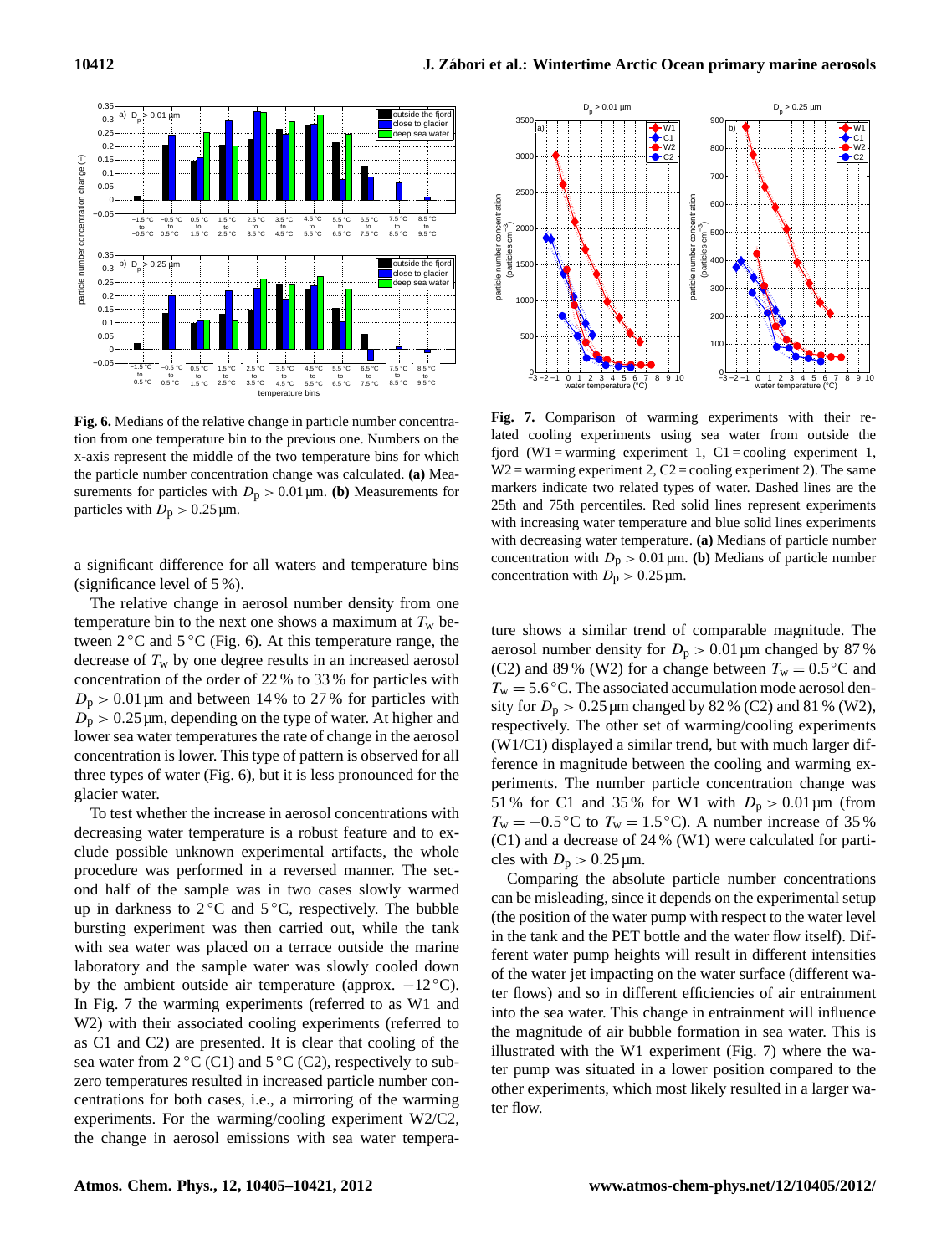a) $D_p > 0.01$ µm

outside the fjord
close to glacier
deep sea water

particle number concentration change (–)

0.35
0.3
0.25
0.2
0.15
0.1
0.05
0
−0.05

−1.5 °C to −0.5 °C
−0.5 °C to 0.5 °C
0.5 °C to 1.5 °C
1.5 °C to 2.5 °C
2.5 °C to 3.5 °C
3.5 °C to 4.5 °C
4.5 °C to 5.5 °C
5.5 °C to 6.5 °C
6.5 °C to 7.5 °C
7.5 °C to 8.5 °C
8.5 °C to 9.5 °C

b) $D_p > 0.25$ µm

outside the fjord
close to glacier
deep sea water

0.35
0.3
0.25
0.2
0.15
0.1
0.05
0
−0.05

−1.5 °C to −0.5 °C
−0.5 °C to 0.5 °C
0.5 °C to 1.5 °C
1.5 °C to 2.5 °C
2.5 °C to 3.5 °C
3.5 °C to 4.5 °C
4.5 °C to 5.5 °C
5.5 °C to 6.5 °C
6.5 °C to 7.5 °C
7.5 °C to 8.5 °C
8.5 °C to 9.5 °C

temperature bins

**Fig. 6.** Medians of the relative change in particle number concentration from one temperature bin to the previous one. Numbers on the x-axis represent the middle of the two temperature bins for which the particle number concentration change was calculated. **(a)** Measurements for particles with $D_p > 0.01$ µm. **(b)** Measurements for particles with $D_p > 0.25$ µm.

$D_p > 0.01$ µm

a)

W1
C1
W2
C2

particle number concentration (particles cm$^{-3}$)

3500
3000
2500
2000
1500
1000
500
0

−3 −2 −1 0 1 2 3 4 5 6 7 8 9 10

water temperature (°C)

$D_p > 0.25$ µm

b)

W1
C1
W2
C2

particle number concentration (particles cm$^{-3}$)

900
800
700
600
500
400
300
200
100
0

−3 −2 −1 0 1 2 3 4 5 6 7 8 9 10

water temperature (°C)

**Fig. 7.** Comparison of warming experiments with their related cooling experiments using sea water from outside the fjord (W1 = warming experiment 1, C1 = cooling experiment 1, W2 = warming experiment 2, C2 = cooling experiment 2). The same markers indicate two related types of water. Dashed lines are the 25th and 75th percentiles. Red solid lines represent experiments with increasing water temperature and blue solid lines experiments with decreasing water temperature. **(a)** Medians of particle number concentration with $D_p > 0.01$ µm. **(b)** Medians of particle number concentration with $D_p > 0.25$ µm.

a significant difference for all waters and temperature bins (significance level of 5 %).

The relative change in aerosol number density from one temperature bin to the next one shows a maximum at $T_w$ between 2 °C and 5 °C (Fig. 6). At this temperature range, the decrease of $T_w$ by one degree results in an increased aerosol concentration of the order of 22 % to 33 % for particles with $D_p > 0.01$ µm and between 14 % to 27 % for particles with $D_p > 0.25$ µm, depending on the type of water. At higher and lower sea water temperatures the rate of change in the aerosol concentration is lower. This type of pattern is observed for all three types of water (Fig. 6), but it is less pronounced for the glacier water.

To test whether the increase in aerosol concentrations with decreasing water temperature is a robust feature and to exclude possible unknown experimental artifacts, the whole procedure was performed in a reversed manner. The second half of the sample was in two cases slowly warmed up in darkness to 2 °C and 5 °C, respectively. The bubble bursting experiment was then carried out, while the tank with sea water was placed on a terrace outside the marine laboratory and the sample water was slowly cooled down by the ambient outside air temperature (approx. −12 °C). In Fig. 7 the warming experiments (referred to as W1 and W2) with their associated cooling experiments (referred to as C1 and C2) are presented. It is clear that cooling of the sea water from 2 °C (C1) and 5 °C (C2), respectively to subzero temperatures resulted in increased particle number concentrations for both cases, i.e., a mirroring of the warming experiments. For the warming/cooling experiment W2/C2, the change in aerosol emissions with sea water temperature shows a similar trend of comparable magnitude. The aerosol number density for $D_p > 0.01$ µm changed by 87 % (C2) and 89 % (W2) for a change between $T_w = 0.5$ °C and $T_w = 5.6$ °C. The associated accumulation mode aerosol density for $D_p > 0.25$ µm changed by 82 % (C2) and 81 % (W2), respectively. The other set of warming/cooling experiments (W1/C1) displayed a similar trend, but with much larger difference in magnitude between the cooling and warming experiments. The number particle concentration change was 51 % for C1 and 35 % for W1 with $D_p > 0.01$ µm (from $T_w = -0.5$ °C to $T_w = 1.5$ °C). A number increase of 35 % (C1) and a decrease of 24 % (W1) were calculated for particles with $D_p > 0.25$ µm.

Comparing the absolute particle number concentrations can be misleading, since it depends on the experimental setup (the position of the water pump with respect to the water level in the tank and the PET bottle and the water flow itself). Different water pump heights will result in different intensities of the water jet impacting on the water surface (different water flows) and so in different efficiencies of air entrainment into the sea water. This change in entrainment will influence the magnitude of air bubble formation in sea water. This is illustrated with the W1 experiment (Fig. 7) where the water pump was situated in a lower position compared to the other experiments, which most likely resulted in a larger water flow.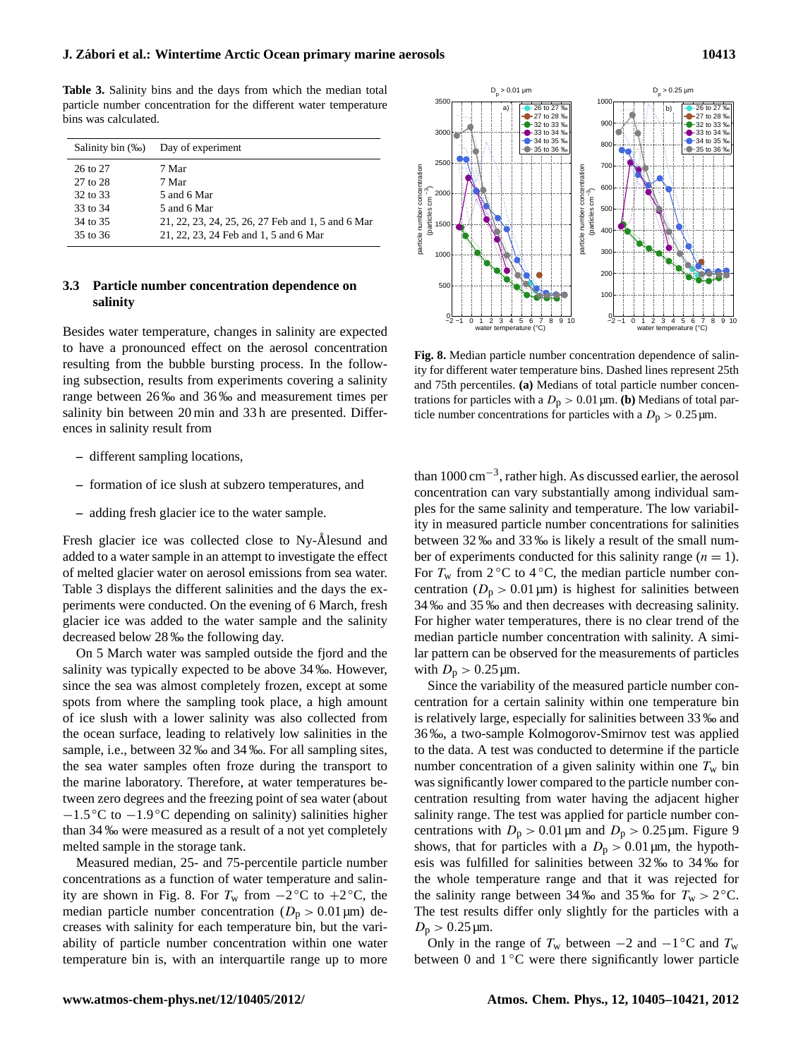**Table 3.** Salinity bins and the days from which the median total particle number concentration for the different water temperature bins was calculated.

| Salinity bin (‰) | Day of experiment |
|---|---|
| 26 to 27 | 7 Mar |
| 27 to 28 | 7 Mar |
| 32 to 33 | 5 and 6 Mar |
| 33 to 34 | 5 and 6 Mar |
| 34 to 35 | 21, 22, 23, 24, 25, 26, 27 Feb and 1, 5 and 6 Mar |
| 35 to 36 | 21, 22, 23, 24 Feb and 1, 5 and 6 Mar |

### 3.3 Particle number concentration dependence on salinity

Besides water temperature, changes in salinity are expected to have a pronounced effect on the aerosol concentration resulting from the bubble bursting process. In the following subsection, results from experiments covering a salinity range between 26 ‰ and 36 ‰ and measurement times per salinity bin between 20 min and 33 h are presented. Differences in salinity result from

- different sampling locations,
- formation of ice slush at subzero temperatures, and
- adding fresh glacier ice to the water sample.

Fresh glacier ice was collected close to Ny-Ålesund and added to a water sample in an attempt to investigate the effect of melted glacier water on aerosol emissions from sea water. Table 3 displays the different salinities and the days the experiments were conducted. On the evening of 6 March, fresh glacier ice was added to the water sample and the salinity decreased below 28 ‰ the following day.

On 5 March water was sampled outside the fjord and the salinity was typically expected to be above 34 ‰. However, since the sea was almost completely frozen, except at some spots from where the sampling took place, a high amount of ice slush with a lower salinity was also collected from the ocean surface, leading to relatively low salinities in the sample, i.e., between 32 ‰ and 34 ‰. For all sampling sites, the sea water samples often froze during the transport to the marine laboratory. Therefore, at water temperatures between zero degrees and the freezing point of sea water (about $-1.5\,^{\circ}$C to $-1.9\,^{\circ}$C depending on salinity) salinities higher than 34 ‰ were measured as a result of a not yet completely melted sample in the storage tank.

Measured median, 25- and 75-percentile particle number concentrations as a function of water temperature and salinity are shown in Fig. 8. For $T_w$ from $-2\,^{\circ}$C to $+2\,^{\circ}$C, the median particle number concentration ($D_p > 0.01\,\mu$m) decreases with salinity for each temperature bin, but the variability of particle number concentration within one water temperature bin is, with an interquartile range up to more than $1000\,\text{cm}^{-3}$, rather high. As discussed earlier, the aerosol concentration can vary substantially among individual samples for the same salinity and temperature. The low variability in measured particle number concentrations for salinities between 32 ‰ and 33 ‰ is likely a result of the small number of experiments conducted for this salinity range ($n = 1$). For $T_w$ from $2\,^{\circ}$C to $4\,^{\circ}$C, the median particle number concentration ($D_p > 0.01\,\mu$m) is highest for salinities between 34 ‰ and 35 ‰ and then decreases with decreasing salinity. For higher water temperatures, there is no clear trend of the median particle number concentration with salinity. A similar pattern can be observed for the measurements of particles with $D_p > 0.25\,\mu$m.

D_p > 0.01 µm
a)
26 to 27 ‰
27 to 28 ‰
32 to 33 ‰
33 to 34 ‰
34 to 35 ‰
35 to 36 ‰
particle number concentration (particles cm^-3)
water temperature (°C)

D_p > 0.25 µm
b)
26 to 27 ‰
27 to 28 ‰
32 to 33 ‰
33 to 34 ‰
34 to 35 ‰
35 to 36 ‰
particle number concentration (particles cm^-3)
water temperature (°C)

**Fig. 8.** Median particle number concentration dependence of salinity for different water temperature bins. Dashed lines represent 25th and 75th percentiles. **(a)** Medians of total particle number concentrations for particles with a $D_p > 0.01\,\mu$m. **(b)** Medians of total particle number concentrations for particles with a $D_p > 0.25\,\mu$m.

Since the variability of the measured particle number concentration for a certain salinity within one temperature bin is relatively large, especially for salinities between 33 ‰ and 36 ‰, a two-sample Kolmogorov-Smirnov test was applied to the data. A test was conducted to determine if the particle number concentration of a given salinity within one $T_w$ bin was significantly lower compared to the particle number concentration resulting from water having the adjacent higher salinity range. The test was applied for particle number concentrations with $D_p > 0.01\,\mu$m and $D_p > 0.25\,\mu$m. Figure 9 shows, that for particles with a $D_p > 0.01\,\mu$m, the hypothesis was fulfilled for salinities between 32 ‰ to 34 ‰ for the whole temperature range and that it was rejected for the salinity range between 34 ‰ and 35 ‰ for $T_w > 2\,^{\circ}$C. The test results differ only slightly for the particles with a $D_p > 0.25\,\mu$m.

Only in the range of $T_w$ between $-2$ and $-1\,^{\circ}$C and $T_w$ between 0 and $1\,^{\circ}$C were there significantly lower particle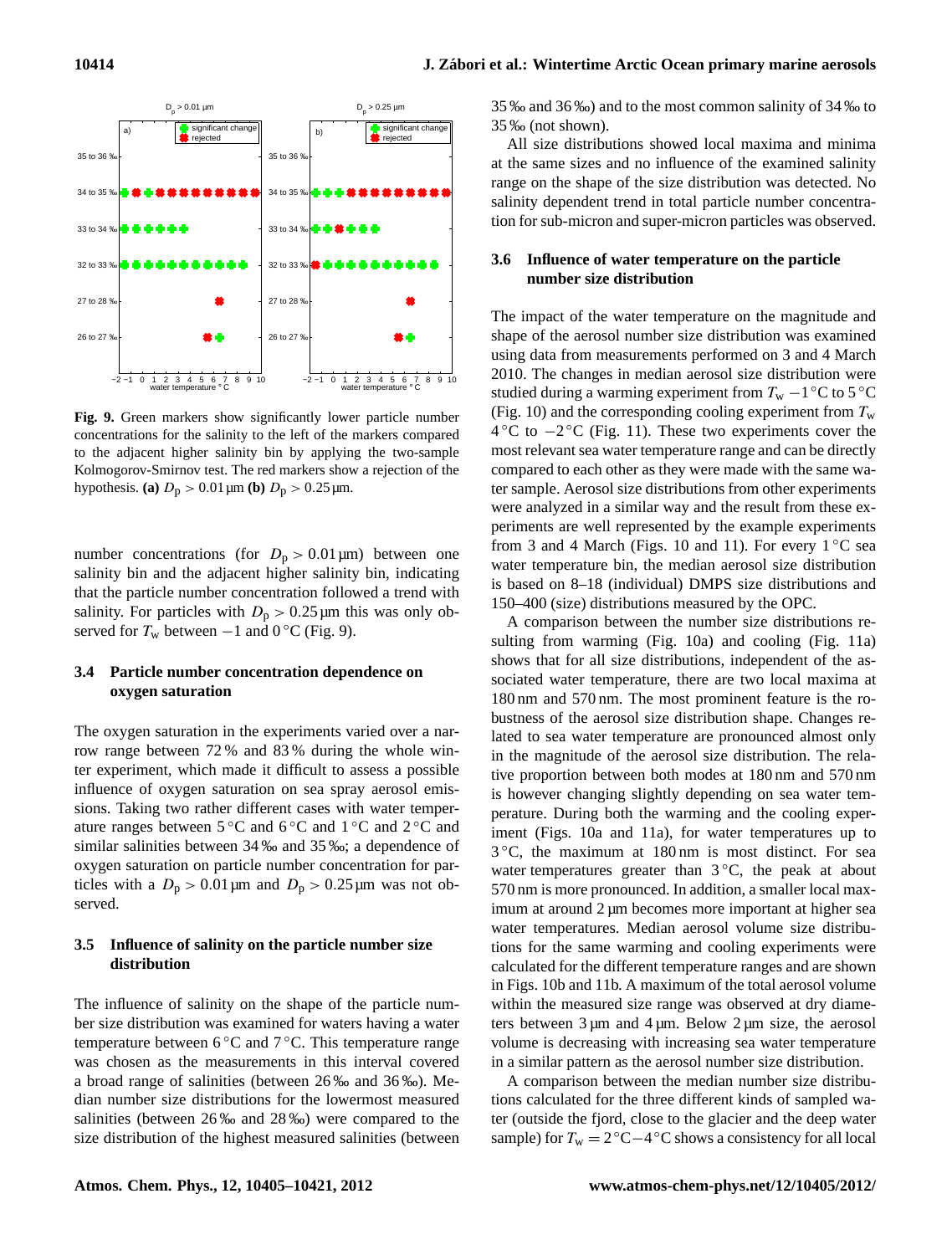**Fig. 9.** Green markers show significantly lower particle number concentrations for the salinity to the left of the markers compared to the adjacent higher salinity bin by applying the two-sample Kolmogorov-Smirnov test. The red markers show a rejection of the hypothesis. **(a)** $D_p > 0.01\,\mu m$ **(b)** $D_p > 0.25\,\mu m$.

number concentrations (for $D_p > 0.01\,\mu m$) between one salinity bin and the adjacent higher salinity bin, indicating that the particle number concentration followed a trend with salinity. For particles with $D_p > 0.25\,\mu m$ this was only observed for $T_w$ between $-1$ and $0\,^\circ C$ (Fig. 9).

### 3.4 Particle number concentration dependence on oxygen saturation

The oxygen saturation in the experiments varied over a narrow range between 72 % and 83 % during the whole winter experiment, which made it difficult to assess a possible influence of oxygen saturation on sea spray aerosol emissions. Taking two rather different cases with water temperature ranges between $5\,^\circ C$ and $6\,^\circ C$ and $1\,^\circ C$ and $2\,^\circ C$ and similar salinities between 34 ‰ and 35 ‰; a dependence of oxygen saturation on particle number concentration for particles with a $D_p > 0.01\,\mu m$ and $D_p > 0.25\,\mu m$ was not observed.

### 3.5 Influence of salinity on the particle number size distribution

The influence of salinity on the shape of the particle number size distribution was examined for waters having a water temperature between $6\,^\circ C$ and $7\,^\circ C$. This temperature range was chosen as the measurements in this interval covered a broad range of salinities (between 26 ‰ and 36 ‰). Median number size distributions for the lowermost measured salinities (between 26 ‰ and 28 ‰) were compared to the size distribution of the highest measured salinities (between 35 ‰ and 36 ‰) and to the most common salinity of 34 ‰ to 35 ‰ (not shown).

All size distributions showed local maxima and minima at the same sizes and no influence of the examined salinity range on the shape of the size distribution was detected. No salinity dependent trend in total particle number concentration for sub-micron and super-micron particles was observed.

### 3.6 Influence of water temperature on the particle number size distribution

The impact of the water temperature on the magnitude and shape of the aerosol number size distribution was examined using data from measurements performed on 3 and 4 March 2010. The changes in median aerosol size distribution were studied during a warming experiment from $T_w$ $-1\,^\circ C$ to $5\,^\circ C$ (Fig. 10) and the corresponding cooling experiment from $T_w$ $4\,^\circ C$ to $-2\,^\circ C$ (Fig. 11). These two experiments cover the most relevant sea water temperature range and can be directly compared to each other as they were made with the same water sample. Aerosol size distributions from other experiments were analyzed in a similar way and the result from these experiments are well represented by the example experiments from 3 and 4 March (Figs. 10 and 11). For every $1\,^\circ C$ sea water temperature bin, the median aerosol size distribution is based on 8–18 (individual) DMPS size distributions and 150–400 (size) distributions measured by the OPC.

A comparison between the number size distributions resulting from warming (Fig. 10a) and cooling (Fig. 11a) shows that for all size distributions, independent of the associated water temperature, there are two local maxima at 180 nm and 570 nm. The most prominent feature is the robustness of the aerosol size distribution shape. Changes related to sea water temperature are pronounced almost only in the magnitude of the aerosol size distribution. The relative proportion between both modes at 180 nm and 570 nm is however changing slightly depending on sea water temperature. During both the warming and the cooling experiment (Figs. 10a and 11a), for water temperatures up to $3\,^\circ C$, the maximum at 180 nm is most distinct. For sea water temperatures greater than $3\,^\circ C$, the peak at about 570 nm is more pronounced. In addition, a smaller local maximum at around $2\,\mu m$ becomes more important at higher sea water temperatures. Median aerosol volume size distributions for the same warming and cooling experiments were calculated for the different temperature ranges and are shown in Figs. 10b and 11b. A maximum of the total aerosol volume within the measured size range was observed at dry diameters between $3\,\mu m$ and $4\,\mu m$. Below $2\,\mu m$ size, the aerosol volume is decreasing with increasing sea water temperature in a similar pattern as the aerosol number size distribution.

A comparison between the median number size distributions calculated for the three different kinds of sampled water (outside the fjord, close to the glacier and the deep water sample) for $T_w = 2\,^\circ C - 4\,^\circ C$ shows a consistency for all local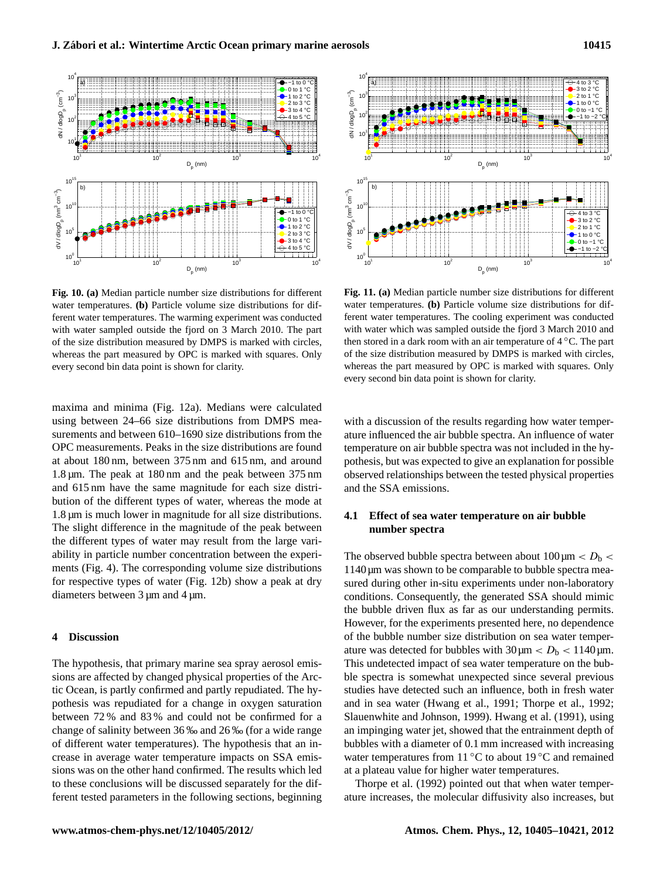**Fig. 10. (a)** Median particle number size distributions for different water temperatures. **(b)** Particle volume size distributions for different water temperatures. The warming experiment was conducted with water sampled outside the fjord on 3 March 2010. The part of the size distribution measured by DMPS is marked with circles, whereas the part measured by OPC is marked with squares. Only every second bin data point is shown for clarity.

**Fig. 11. (a)** Median particle number size distributions for different water temperatures. **(b)** Particle volume size distributions for different water temperatures. The cooling experiment was conducted with water which was sampled outside the fjord 3 March 2010 and then stored in a dark room with an air temperature of 4 °C. The part of the size distribution measured by DMPS is marked with circles, whereas the part measured by OPC is marked with squares. Only every second bin data point is shown for clarity.

maxima and minima (Fig. 12a). Medians were calculated using between 24–66 size distributions from DMPS measurements and between 610–1690 size distributions from the OPC measurements. Peaks in the size distributions are found at about 180 nm, between 375 nm and 615 nm, and around 1.8 µm. The peak at 180 nm and the peak between 375 nm and 615 nm have the same magnitude for each size distribution of the different types of water, whereas the mode at 1.8 µm is much lower in magnitude for all size distributions. The slight difference in the magnitude of the peak between the different types of water may result from the large variability in particle number concentration between the experiments (Fig. 4). The corresponding volume size distributions for respective types of water (Fig. 12b) show a peak at dry diameters between 3 µm and 4 µm.

## 4 Discussion

The hypothesis, that primary marine sea spray aerosol emissions are affected by changed physical properties of the Arctic Ocean, is partly confirmed and partly repudiated. The hypothesis was repudiated for a change in oxygen saturation between 72 % and 83 % and could not be confirmed for a change of salinity between 36 ‰ and 26 ‰ (for a wide range of different water temperatures). The hypothesis that an increase in average water temperature impacts on SSA emissions was on the other hand confirmed. The results which led to these conclusions will be discussed separately for the different tested parameters in the following sections, beginning with a discussion of the results regarding how water temperature influenced the air bubble spectra. An influence of water temperature on air bubble spectra was not included in the hypothesis, but was expected to give an explanation for possible observed relationships between the tested physical properties and the SSA emissions.

### 4.1 Effect of sea water temperature on air bubble number spectra

The observed bubble spectra between about 100 µm $< D_b <$ 1140 µm was shown to be comparable to bubble spectra measured during other in-situ experiments under non-laboratory conditions. Consequently, the generated SSA should mimic the bubble driven flux as far as our understanding permits. However, for the experiments presented here, no dependence of the bubble number size distribution on sea water temperature was detected for bubbles with 30 µm $< D_b <$ 1140 µm. This undetected impact of sea water temperature on the bubble spectra is somewhat unexpected since several previous studies have detected such an influence, both in fresh water and in sea water (Hwang et al., 1991; Thorpe et al., 1992; Slauenwhite and Johnson, 1999). Hwang et al. (1991), using an impinging water jet, showed that the entrainment depth of bubbles with a diameter of 0.1 mm increased with increasing water temperatures from 11 °C to about 19 °C and remained at a plateau value for higher water temperatures.

Thorpe et al. (1992) pointed out that when water temperature increases, the molecular diffusivity also increases, but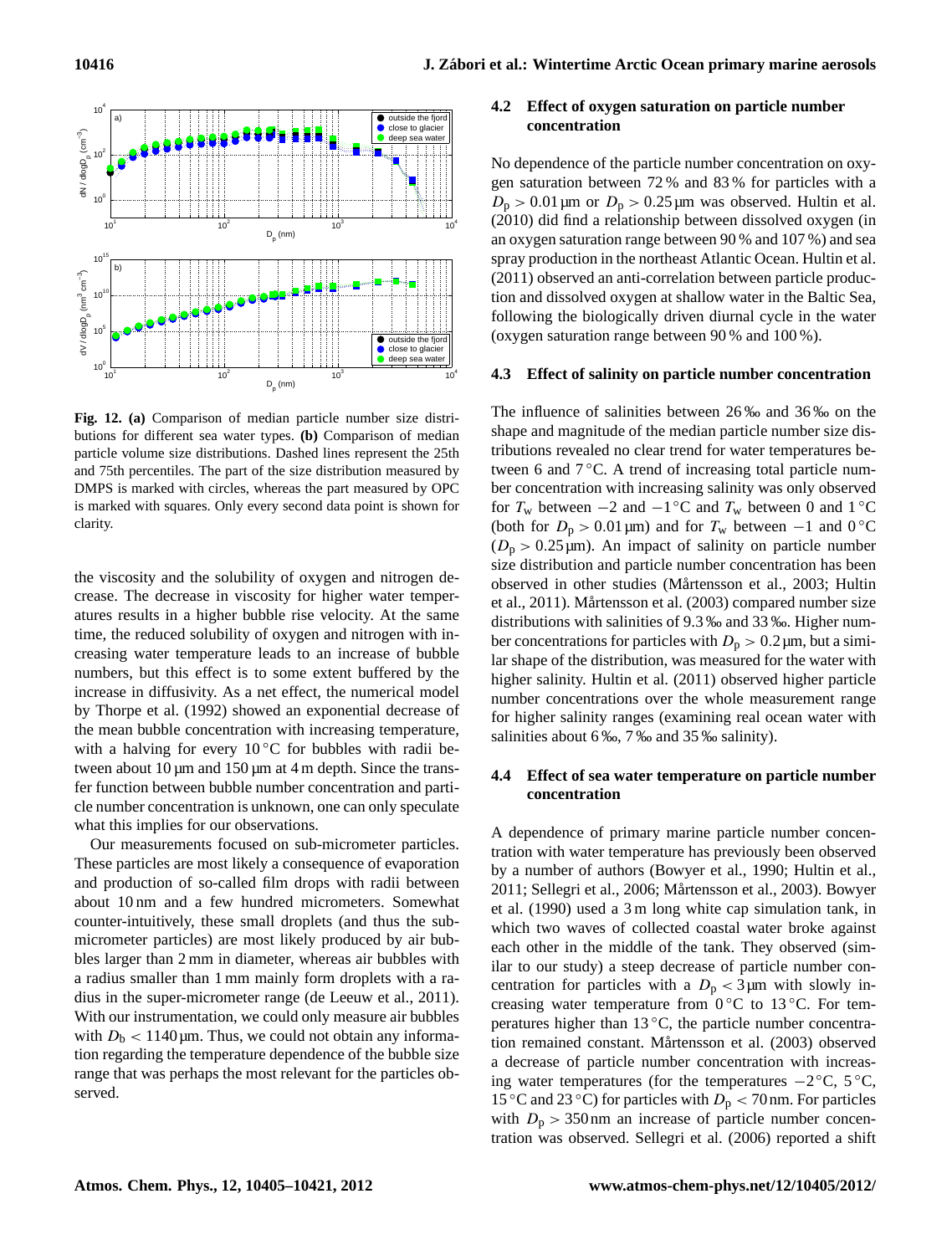a)

$10^4$

$10^2$

$10^0$

dN / dlogD$_p$ (cm$^{-3}$)

$10^1$ $10^2$ $10^3$ $10^4$

D$_p$ (nm)

outside the fjord
close to glacier
deep sea water

b)

$10^{15}$

$10^{10}$

$10^5$

$10^0$

dV / dlogD$_p$ (nm$^3$ cm$^{-3}$)

$10^1$ $10^2$ $10^3$ $10^4$

D$_p$ (nm)

outside the fjord
close to glacier
deep sea water

**Fig. 12. (a)** Comparison of median particle number size distributions for different sea water types. **(b)** Comparison of median particle volume size distributions. Dashed lines represent the 25th and 75th percentiles. The part of the size distribution measured by DMPS is marked with circles, whereas the part measured by OPC is marked with squares. Only every second data point is shown for clarity.

the viscosity and the solubility of oxygen and nitrogen decrease. The decrease in viscosity for higher water temperatures results in a higher bubble rise velocity. At the same time, the reduced solubility of oxygen and nitrogen with increasing water temperature leads to an increase of bubble numbers, but this effect is to some extent buffered by the increase in diffusivity. As a net effect, the numerical model by Thorpe et al. (1992) showed an exponential decrease of the mean bubble concentration with increasing temperature, with a halving for every 10 °C for bubbles with radii between about 10 µm and 150 µm at 4 m depth. Since the transfer function between bubble number concentration and particle number concentration is unknown, one can only speculate what this implies for our observations.

Our measurements focused on sub-micrometer particles. These particles are most likely a consequence of evaporation and production of so-called film drops with radii between about 10 nm and a few hundred micrometers. Somewhat counter-intuitively, these small droplets (and thus the sub-micrometer particles) are most likely produced by air bubbles larger than 2 mm in diameter, whereas air bubbles with a radius smaller than 1 mm mainly form droplets with a radius in the super-micrometer range (de Leeuw et al., 2011). With our instrumentation, we could only measure air bubbles with $D_b < 1140$ µm. Thus, we could not obtain any information regarding the temperature dependence of the bubble size range that was perhaps the most relevant for the particles observed.

### 4.2 Effect of oxygen saturation on particle number concentration

No dependence of the particle number concentration on oxygen saturation between 72 % and 83 % for particles with a $D_p > 0.01$ µm or $D_p > 0.25$ µm was observed. Hultin et al. (2010) did find a relationship between dissolved oxygen (in an oxygen saturation range between 90 % and 107 %) and sea spray production in the northeast Atlantic Ocean. Hultin et al. (2011) observed an anti-correlation between particle production and dissolved oxygen at shallow water in the Baltic Sea, following the biologically driven diurnal cycle in the water (oxygen saturation range between 90 % and 100 %).

### 4.3 Effect of salinity on particle number concentration

The influence of salinities between 26 ‰ and 36 ‰ on the shape and magnitude of the median particle number size distributions revealed no clear trend for water temperatures between 6 and 7 °C. A trend of increasing total particle number concentration with increasing salinity was only observed for $T_w$ between −2 and −1 °C and $T_w$ between 0 and 1 °C (both for $D_p > 0.01$ µm) and for $T_w$ between −1 and 0 °C ($D_p > 0.25$ µm). An impact of salinity on particle number size distribution and particle number concentration has been observed in other studies (Mårtensson et al., 2003; Hultin et al., 2011). Mårtensson et al. (2003) compared number size distributions with salinities of 9.3 ‰ and 33 ‰. Higher number concentrations for particles with $D_p > 0.2$ µm, but a similar shape of the distribution, was measured for the water with higher salinity. Hultin et al. (2011) observed higher particle number concentrations over the whole measurement range for higher salinity ranges (examining real ocean water with salinities about 6 ‰, 7 ‰ and 35 ‰ salinity).

### 4.4 Effect of sea water temperature on particle number concentration

A dependence of primary marine particle number concentration with water temperature has previously been observed by a number of authors (Bowyer et al., 1990; Hultin et al., 2011; Sellegri et al., 2006; Mårtensson et al., 2003). Bowyer et al. (1990) used a 3 m long white cap simulation tank, in which two waves of collected coastal water broke against each other in the middle of the tank. They observed (similar to our study) a steep decrease of particle number concentration for particles with a $D_p < 3$ µm with slowly increasing water temperature from 0 °C to 13 °C. For temperatures higher than 13 °C, the particle number concentration remained constant. Mårtensson et al. (2003) observed a decrease of particle number concentration with increasing water temperatures (for the temperatures −2 °C, 5 °C, 15 °C and 23 °C) for particles with $D_p < 70$ nm. For particles with $D_p > 350$ nm an increase of particle number concentration was observed. Sellegri et al. (2006) reported a shift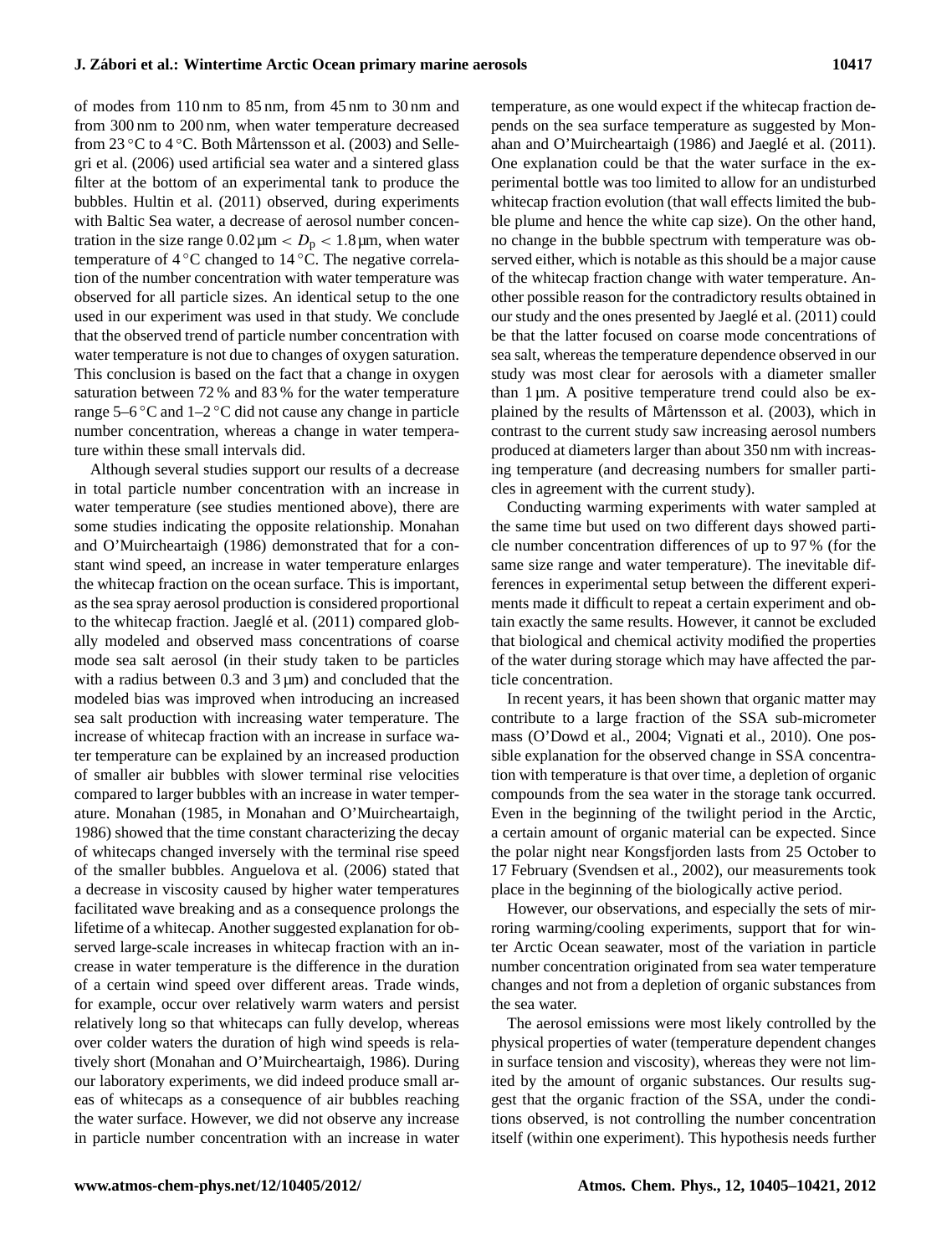of modes from 110 nm to 85 nm, from 45 nm to 30 nm and from 300 nm to 200 nm, when water temperature decreased from 23 °C to 4 °C. Both Mårtensson et al. (2003) and Sellegri et al. (2006) used artificial sea water and a sintered glass filter at the bottom of an experimental tank to produce the bubbles. Hultin et al. (2011) observed, during experiments with Baltic Sea water, a decrease of aerosol number concentration in the size range $0.02\,\mu m < D_p < 1.8\,\mu m$, when water temperature of 4 °C changed to 14 °C. The negative correlation of the number concentration with water temperature was observed for all particle sizes. An identical setup to the one used in our experiment was used in that study. We conclude that the observed trend of particle number concentration with water temperature is not due to changes of oxygen saturation. This conclusion is based on the fact that a change in oxygen saturation between 72 % and 83 % for the water temperature range 5–6 °C and 1–2 °C did not cause any change in particle number concentration, whereas a change in water temperature within these small intervals did.

Although several studies support our results of a decrease in total particle number concentration with an increase in water temperature (see studies mentioned above), there are some studies indicating the opposite relationship. Monahan and O'Muircheartaigh (1986) demonstrated that for a constant wind speed, an increase in water temperature enlarges the whitecap fraction on the ocean surface. This is important, as the sea spray aerosol production is considered proportional to the whitecap fraction. Jaeglé et al. (2011) compared globally modeled and observed mass concentrations of coarse mode sea salt aerosol (in their study taken to be particles with a radius between 0.3 and 3 µm) and concluded that the modeled bias was improved when introducing an increased sea salt production with increasing water temperature. The increase of whitecap fraction with an increase in surface water temperature can be explained by an increased production of smaller air bubbles with slower terminal rise velocities compared to larger bubbles with an increase in water temperature. Monahan (1985, in Monahan and O'Muircheartaigh, 1986) showed that the time constant characterizing the decay of whitecaps changed inversely with the terminal rise speed of the smaller bubbles. Anguelova et al. (2006) stated that a decrease in viscosity caused by higher water temperatures facilitated wave breaking and as a consequence prolongs the lifetime of a whitecap. Another suggested explanation for observed large-scale increases in whitecap fraction with an increase in water temperature is the difference in the duration of a certain wind speed over different areas. Trade winds, for example, occur over relatively warm waters and persist relatively long so that whitecaps can fully develop, whereas over colder waters the duration of high wind speeds is relatively short (Monahan and O'Muircheartaigh, 1986). During our laboratory experiments, we did indeed produce small areas of whitecaps as a consequence of air bubbles reaching the water surface. However, we did not observe any increase in particle number concentration with an increase in water temperature, as one would expect if the whitecap fraction depends on the sea surface temperature as suggested by Monahan and O'Muircheartaigh (1986) and Jaeglé et al. (2011). One explanation could be that the water surface in the experimental bottle was too limited to allow for an undisturbed whitecap fraction evolution (that wall effects limited the bubble plume and hence the white cap size). On the other hand, no change in the bubble spectrum with temperature was observed either, which is notable as this should be a major cause of the whitecap fraction change with water temperature. Another possible reason for the contradictory results obtained in our study and the ones presented by Jaeglé et al. (2011) could be that the latter focused on coarse mode concentrations of sea salt, whereas the temperature dependence observed in our study was most clear for aerosols with a diameter smaller than 1 µm. A positive temperature trend could also be explained by the results of Mårtensson et al. (2003), which in contrast to the current study saw increasing aerosol numbers produced at diameters larger than about 350 nm with increasing temperature (and decreasing numbers for smaller particles in agreement with the current study).

Conducting warming experiments with water sampled at the same time but used on two different days showed particle number concentration differences of up to 97 % (for the same size range and water temperature). The inevitable differences in experimental setup between the different experiments made it difficult to repeat a certain experiment and obtain exactly the same results. However, it cannot be excluded that biological and chemical activity modified the properties of the water during storage which may have affected the particle concentration.

In recent years, it has been shown that organic matter may contribute to a large fraction of the SSA sub-micrometer mass (O'Dowd et al., 2004; Vignati et al., 2010). One possible explanation for the observed change in SSA concentration with temperature is that over time, a depletion of organic compounds from the sea water in the storage tank occurred. Even in the beginning of the twilight period in the Arctic, a certain amount of organic material can be expected. Since the polar night near Kongsfjorden lasts from 25 October to 17 February (Svendsen et al., 2002), our measurements took place in the beginning of the biologically active period.

However, our observations, and especially the sets of mirroring warming/cooling experiments, support that for winter Arctic Ocean seawater, most of the variation in particle number concentration originated from sea water temperature changes and not from a depletion of organic substances from the sea water.

The aerosol emissions were most likely controlled by the physical properties of water (temperature dependent changes in surface tension and viscosity), whereas they were not limited by the amount of organic substances. Our results suggest that the organic fraction of the SSA, under the conditions observed, is not controlling the number concentration itself (within one experiment). This hypothesis needs further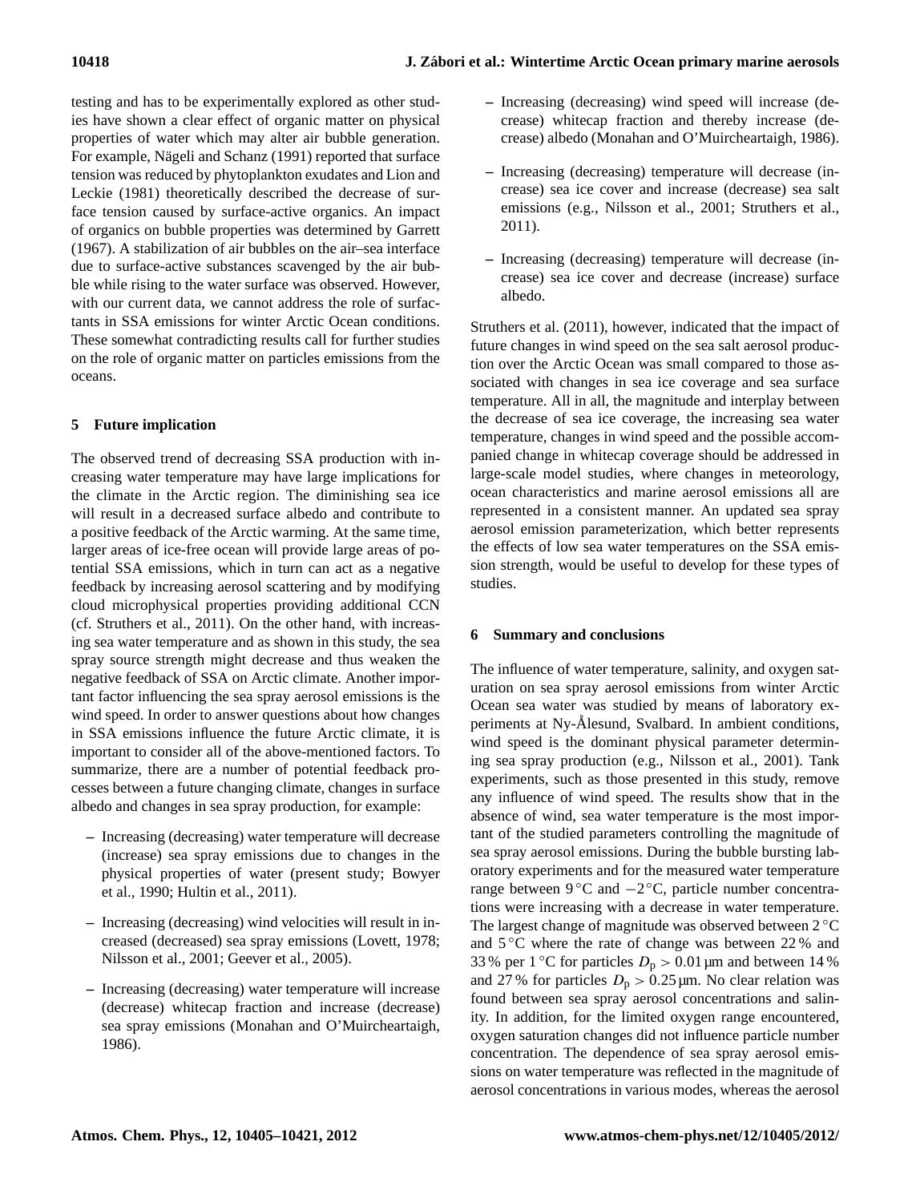testing and has to be experimentally explored as other studies have shown a clear effect of organic matter on physical properties of water which may alter air bubble generation. For example, Nägeli and Schanz (1991) reported that surface tension was reduced by phytoplankton exudates and Lion and Leckie (1981) theoretically described the decrease of surface tension caused by surface-active organics. An impact of organics on bubble properties was determined by Garrett (1967). A stabilization of air bubbles on the air–sea interface due to surface-active substances scavenged by the air bubble while rising to the water surface was observed. However, with our current data, we cannot address the role of surfactants in SSA emissions for winter Arctic Ocean conditions. These somewhat contradicting results call for further studies on the role of organic matter on particles emissions from the oceans.

## 5 Future implication

The observed trend of decreasing SSA production with increasing water temperature may have large implications for the climate in the Arctic region. The diminishing sea ice will result in a decreased surface albedo and contribute to a positive feedback of the Arctic warming. At the same time, larger areas of ice-free ocean will provide large areas of potential SSA emissions, which in turn can act as a negative feedback by increasing aerosol scattering and by modifying cloud microphysical properties providing additional CCN (cf. Struthers et al., 2011). On the other hand, with increasing sea water temperature and as shown in this study, the sea spray source strength might decrease and thus weaken the negative feedback of SSA on Arctic climate. Another important factor influencing the sea spray aerosol emissions is the wind speed. In order to answer questions about how changes in SSA emissions influence the future Arctic climate, it is important to consider all of the above-mentioned factors. To summarize, there are a number of potential feedback processes between a future changing climate, changes in surface albedo and changes in sea spray production, for example:

- Increasing (decreasing) water temperature will decrease (increase) sea spray emissions due to changes in the physical properties of water (present study; Bowyer et al., 1990; Hultin et al., 2011).
- Increasing (decreasing) wind velocities will result in increased (decreased) sea spray emissions (Lovett, 1978; Nilsson et al., 2001; Geever et al., 2005).
- Increasing (decreasing) water temperature will increase (decrease) whitecap fraction and increase (decrease) sea spray emissions (Monahan and O'Muircheartaigh, 1986).
- Increasing (decreasing) wind speed will increase (decrease) whitecap fraction and thereby increase (decrease) albedo (Monahan and O'Muircheartaigh, 1986).
- Increasing (decreasing) temperature will decrease (increase) sea ice cover and increase (decrease) sea salt emissions (e.g., Nilsson et al., 2001; Struthers et al., 2011).
- Increasing (decreasing) temperature will decrease (increase) sea ice cover and decrease (increase) surface albedo.

Struthers et al. (2011), however, indicated that the impact of future changes in wind speed on the sea salt aerosol production over the Arctic Ocean was small compared to those associated with changes in sea ice coverage and sea surface temperature. All in all, the magnitude and interplay between the decrease of sea ice coverage, the increasing sea water temperature, changes in wind speed and the possible accompanied change in whitecap coverage should be addressed in large-scale model studies, where changes in meteorology, ocean characteristics and marine aerosol emissions all are represented in a consistent manner. An updated sea spray aerosol emission parameterization, which better represents the effects of low sea water temperatures on the SSA emission strength, would be useful to develop for these types of studies.

## 6 Summary and conclusions

The influence of water temperature, salinity, and oxygen saturation on sea spray aerosol emissions from winter Arctic Ocean sea water was studied by means of laboratory experiments at Ny-Ålesund, Svalbard. In ambient conditions, wind speed is the dominant physical parameter determining sea spray production (e.g., Nilsson et al., 2001). Tank experiments, such as those presented in this study, remove any influence of wind speed. The results show that in the absence of wind, sea water temperature is the most important of the studied parameters controlling the magnitude of sea spray aerosol emissions. During the bubble bursting laboratory experiments and for the measured water temperature range between 9 °C and −2 °C, particle number concentrations were increasing with a decrease in water temperature. The largest change of magnitude was observed between 2 °C and 5 °C where the rate of change was between 22 % and 33 % per 1 °C for particles $D_p > 0.01$ µm and between 14 % and 27 % for particles $D_p > 0.25$ µm. No clear relation was found between sea spray aerosol concentrations and salinity. In addition, for the limited oxygen range encountered, oxygen saturation changes did not influence particle number concentration. The dependence of sea spray aerosol emissions on water temperature was reflected in the magnitude of aerosol concentrations in various modes, whereas the aerosol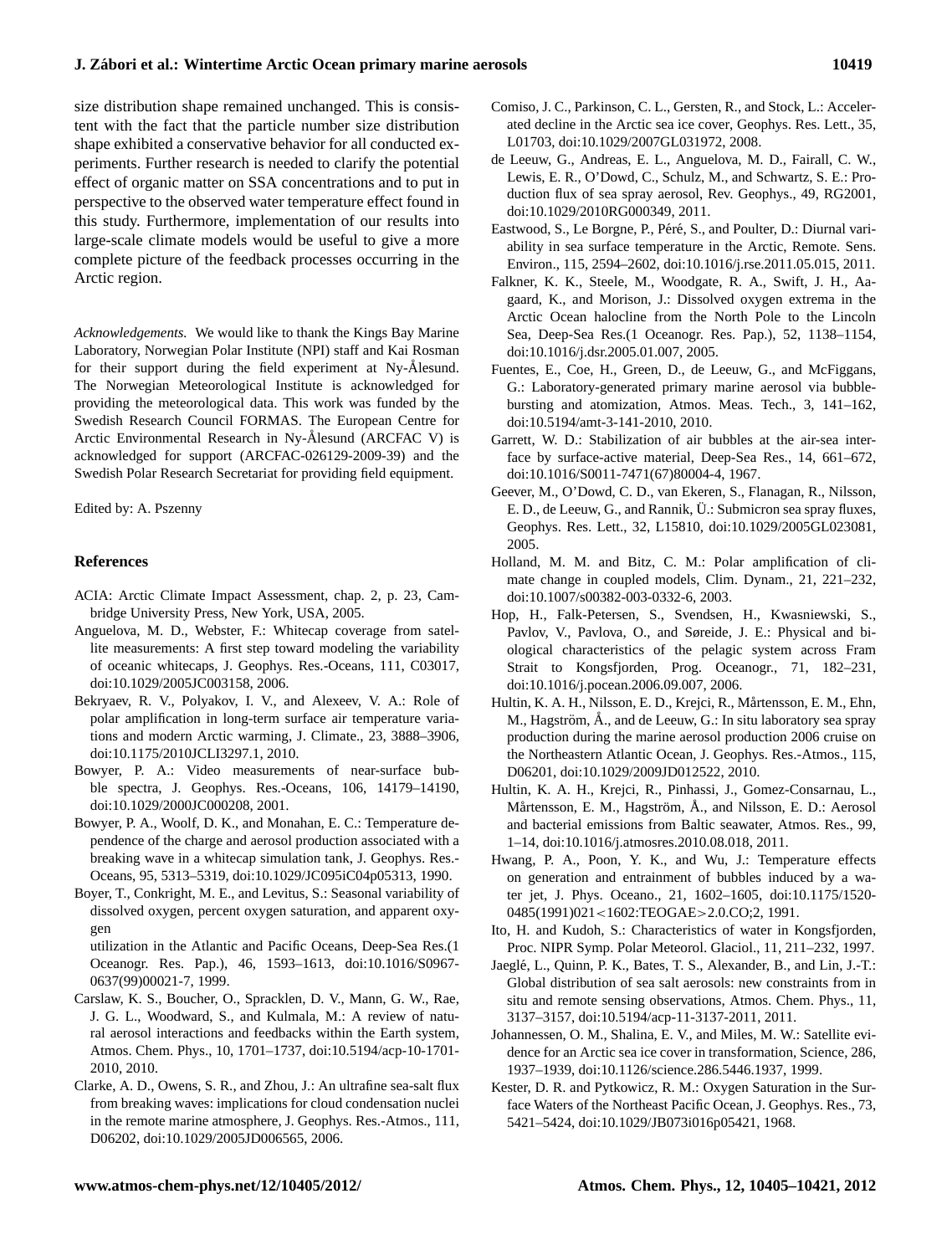size distribution shape remained unchanged. This is consistent with the fact that the particle number size distribution shape exhibited a conservative behavior for all conducted experiments. Further research is needed to clarify the potential effect of organic matter on SSA concentrations and to put in perspective to the observed water temperature effect found in this study. Furthermore, implementation of our results into large-scale climate models would be useful to give a more complete picture of the feedback processes occurring in the Arctic region.

*Acknowledgements.* We would like to thank the Kings Bay Marine Laboratory, Norwegian Polar Institute (NPI) staff and Kai Rosman for their support during the field experiment at Ny-Ålesund. The Norwegian Meteorological Institute is acknowledged for providing the meteorological data. This work was funded by the Swedish Research Council FORMAS. The European Centre for Arctic Environmental Research in Ny-Ålesund (ARCFAC V) is acknowledged for support (ARCFAC-026129-2009-39) and the Swedish Polar Research Secretariat for providing field equipment.

Edited by: A. Pszenny

## References

ACIA: Arctic Climate Impact Assessment, chap. 2, p. 23, Cambridge University Press, New York, USA, 2005.

Anguelova, M. D., Webster, F.: Whitecap coverage from satellite measurements: A first step toward modeling the variability of oceanic whitecaps, J. Geophys. Res.-Oceans, 111, C03017, doi:10.1029/2005JC003158, 2006.

Bekryaev, R. V., Polyakov, I. V., and Alexeev, V. A.: Role of polar amplification in long-term surface air temperature variations and modern Arctic warming, J. Climate., 23, 3888–3906, doi:10.1175/2010JCLI3297.1, 2010.

Bowyer, P. A.: Video measurements of near-surface bubble spectra, J. Geophys. Res.-Oceans, 106, 14179–14190, doi:10.1029/2000JC000208, 2001.

Bowyer, P. A., Woolf, D. K., and Monahan, E. C.: Temperature dependence of the charge and aerosol production associated with a breaking wave in a whitecap simulation tank, J. Geophys. Res.-Oceans, 95, 5313–5319, doi:10.1029/JC095iC04p05313, 1990.

Boyer, T., Conkright, M. E., and Levitus, S.: Seasonal variability of dissolved oxygen, percent oxygen saturation, and apparent oxygen utilization in the Atlantic and Pacific Oceans, Deep-Sea Res.(1 Oceanogr. Res. Pap.), 46, 1593–1613, doi:10.1016/S0967-0637(99)00021-7, 1999.

Carslaw, K. S., Boucher, O., Spracklen, D. V., Mann, G. W., Rae, J. G. L., Woodward, S., and Kulmala, M.: A review of natural aerosol interactions and feedbacks within the Earth system, Atmos. Chem. Phys., 10, 1701–1737, doi:10.5194/acp-10-1701-2010, 2010.

Clarke, A. D., Owens, S. R., and Zhou, J.: An ultrafine sea-salt flux from breaking waves: implications for cloud condensation nuclei in the remote marine atmosphere, J. Geophys. Res.-Atmos., 111, D06202, doi:10.1029/2005JD006565, 2006.

Comiso, J. C., Parkinson, C. L., Gersten, R., and Stock, L.: Accelerated decline in the Arctic sea ice cover, Geophys. Res. Lett., 35, L01703, doi:10.1029/2007GL031972, 2008.

de Leeuw, G., Andreas, E. L., Anguelova, M. D., Fairall, C. W., Lewis, E. R., O'Dowd, C., Schulz, M., and Schwartz, S. E.: Production flux of sea spray aerosol, Rev. Geophys., 49, RG2001, doi:10.1029/2010RG000349, 2011.

Eastwood, S., Le Borgne, P., Péré, S., and Poulter, D.: Diurnal variability in sea surface temperature in the Arctic, Remote. Sens. Environ., 115, 2594–2602, doi:10.1016/j.rse.2011.05.015, 2011.

Falkner, K. K., Steele, M., Woodgate, R. A., Swift, J. H., Aagaard, K., and Morison, J.: Dissolved oxygen extrema in the Arctic Ocean halocline from the North Pole to the Lincoln Sea, Deep-Sea Res.(1 Oceanogr. Res. Pap.), 52, 1138–1154, doi:10.1016/j.dsr.2005.01.007, 2005.

Fuentes, E., Coe, H., Green, D., de Leeuw, G., and McFiggans, G.: Laboratory-generated primary marine aerosol via bubble-bursting and atomization, Atmos. Meas. Tech., 3, 141–162, doi:10.5194/amt-3-141-2010, 2010.

Garrett, W. D.: Stabilization of air bubbles at the air-sea interface by surface-active material, Deep-Sea Res., 14, 661–672, doi:10.1016/S0011-7471(67)80004-4, 1967.

Geever, M., O'Dowd, C. D., van Ekeren, S., Flanagan, R., Nilsson, E. D., de Leeuw, G., and Rannik, Ü.: Submicron sea spray fluxes, Geophys. Res. Lett., 32, L15810, doi:10.1029/2005GL023081, 2005.

Holland, M. M. and Bitz, C. M.: Polar amplification of climate change in coupled models, Clim. Dynam., 21, 221–232, doi:10.1007/s00382-003-0332-6, 2003.

Hop, H., Falk-Petersen, S., Svendsen, H., Kwasniewski, S., Pavlov, V., Pavlova, O., and Søreide, J. E.: Physical and biological characteristics of the pelagic system across Fram Strait to Kongsfjorden, Prog. Oceanogr., 71, 182–231, doi:10.1016/j.pocean.2006.09.007, 2006.

Hultin, K. A. H., Nilsson, E. D., Krejci, R., Mårtensson, E. M., Ehn, M., Hagström, Å., and de Leeuw, G.: In situ laboratory sea spray production during the marine aerosol production 2006 cruise on the Northeastern Atlantic Ocean, J. Geophys. Res.-Atmos., 115, D06201, doi:10.1029/2009JD012522, 2010.

Hultin, K. A. H., Krejci, R., Pinhassi, J., Gomez-Consarnau, L., Mårtensson, E. M., Hagström, Å., and Nilsson, E. D.: Aerosol and bacterial emissions from Baltic seawater, Atmos. Res., 99, 1–14, doi:10.1016/j.atmosres.2010.08.018, 2011.

Hwang, P. A., Poon, Y. K., and Wu, J.: Temperature effects on generation and entrainment of bubbles induced by a water jet, J. Phys. Oceano., 21, 1602–1605, doi:10.1175/1520-0485(1991)021<1602:TEOGAE>2.0.CO;2, 1991.

Ito, H. and Kudoh, S.: Characteristics of water in Kongsfjorden, Proc. NIPR Symp. Polar Meteorol. Glaciol., 11, 211–232, 1997.

Jaeglé, L., Quinn, P. K., Bates, T. S., Alexander, B., and Lin, J.-T.: Global distribution of sea salt aerosols: new constraints from in situ and remote sensing observations, Atmos. Chem. Phys., 11, 3137–3157, doi:10.5194/acp-11-3137-2011, 2011.

Johannessen, O. M., Shalina, E. V., and Miles, M. W.: Satellite evidence for an Arctic sea ice cover in transformation, Science, 286, 1937–1939, doi:10.1126/science.286.5446.1937, 1999.

Kester, D. R. and Pytkowicz, R. M.: Oxygen Saturation in the Surface Waters of the Northeast Pacific Ocean, J. Geophys. Res., 73, 5421–5424, doi:10.1029/JB073i016p05421, 1968.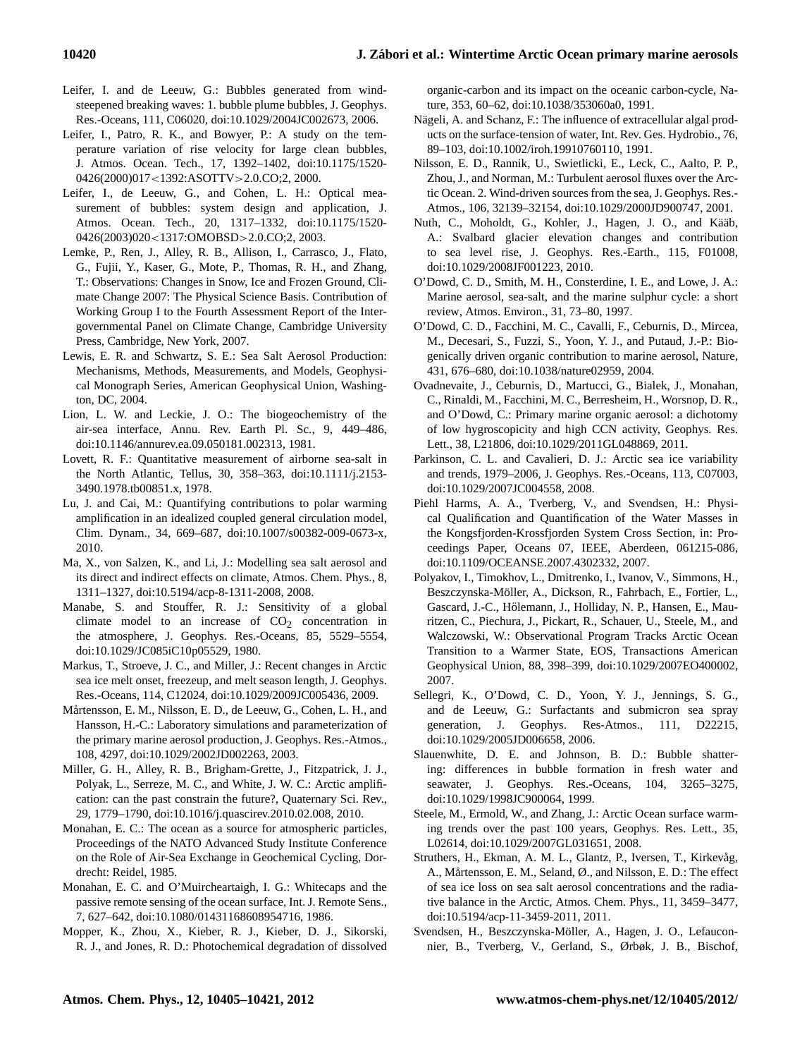Leifer, I. and de Leeuw, G.: Bubbles generated from wind-steepened breaking waves: 1. bubble plume bubbles, J. Geophys. Res.-Oceans, 111, C06020, doi:10.1029/2004JC002673, 2006.

Leifer, I., Patro, R. K., and Bowyer, P.: A study on the temperature variation of rise velocity for large clean bubbles, J. Atmos. Ocean. Tech., 17, 1392–1402, doi:10.1175/1520-0426(2000)017<1392:ASOTTV>2.0.CO;2, 2000.

Leifer, I., de Leeuw, G., and Cohen, L. H.: Optical measurement of bubbles: system design and application, J. Atmos. Ocean. Tech., 20, 1317–1332, doi:10.1175/1520-0426(2003)020<1317:OMOBSD>2.0.CO;2, 2003.

Lemke, P., Ren, J., Alley, R. B., Allison, I., Carrasco, J., Flato, G., Fujii, Y., Kaser, G., Mote, P., Thomas, R. H., and Zhang, T.: Observations: Changes in Snow, Ice and Frozen Ground, Climate Change 2007: The Physical Science Basis. Contribution of Working Group I to the Fourth Assessment Report of the Intergovernmental Panel on Climate Change, Cambridge University Press, Cambridge, New York, 2007.

Lewis, E. R. and Schwartz, S. E.: Sea Salt Aerosol Production: Mechanisms, Methods, Measurements, and Models, Geophysical Monograph Series, American Geophysical Union, Washington, DC, 2004.

Lion, L. W. and Leckie, J. O.: The biogeochemistry of the air-sea interface, Annu. Rev. Earth Pl. Sc., 9, 449–486, doi:10.1146/annurev.ea.09.050181.002313, 1981.

Lovett, R. F.: Quantitative measurement of airborne sea-salt in the North Atlantic, Tellus, 30, 358–363, doi:10.1111/j.2153-3490.1978.tb00851.x, 1978.

Lu, J. and Cai, M.: Quantifying contributions to polar warming amplification in an idealized coupled general circulation model, Clim. Dynam., 34, 669–687, doi:10.1007/s00382-009-0673-x, 2010.

Ma, X., von Salzen, K., and Li, J.: Modelling sea salt aerosol and its direct and indirect effects on climate, Atmos. Chem. Phys., 8, 1311–1327, doi:10.5194/acp-8-1311-2008, 2008.

Manabe, S. and Stouffer, R. J.: Sensitivity of a global climate model to an increase of $CO_2$ concentration in the atmosphere, J. Geophys. Res.-Oceans, 85, 5529–5554, doi:10.1029/JC085iC10p05529, 1980.

Markus, T., Stroeve, J. C., and Miller, J.: Recent changes in Arctic sea ice melt onset, freezeup, and melt season length, J. Geophys. Res.-Oceans, 114, C12024, doi:10.1029/2009JC005436, 2009.

Mårtensson, E. M., Nilsson, E. D., de Leeuw, G., Cohen, L. H., and Hansson, H.-C.: Laboratory simulations and parameterization of the primary marine aerosol production, J. Geophys. Res.-Atmos., 108, 4297, doi:10.1029/2002JD002263, 2003.

Miller, G. H., Alley, R. B., Brigham-Grette, J., Fitzpatrick, J. J., Polyak, L., Serreze, M. C., and White, J. W. C.: Arctic amplification: can the past constrain the future?, Quaternary Sci. Rev., 29, 1779–1790, doi:10.1016/j.quascirev.2010.02.008, 2010.

Monahan, E. C.: The ocean as a source for atmospheric particles, Proceedings of the NATO Advanced Study Institute Conference on the Role of Air-Sea Exchange in Geochemical Cycling, Dordrecht: Reidel, 1985.

Monahan, E. C. and O'Muircheartaigh, I. G.: Whitecaps and the passive remote sensing of the ocean surface, Int. J. Remote Sens., 7, 627–642, doi:10.1080/01431168608954716, 1986.

Mopper, K., Zhou, X., Kieber, R. J., Kieber, D. J., Sikorski, R. J., and Jones, R. D.: Photochemical degradation of dissolved organic-carbon and its impact on the oceanic carbon-cycle, Nature, 353, 60–62, doi:10.1038/353060a0, 1991.

Nägeli, A. and Schanz, F.: The influence of extracellular algal products on the surface-tension of water, Int. Rev. Ges. Hydrobio., 76, 89–103, doi:10.1002/iroh.19910760110, 1991.

Nilsson, E. D., Rannik, U., Swietlicki, E., Leck, C., Aalto, P. P., Zhou, J., and Norman, M.: Turbulent aerosol fluxes over the Arctic Ocean. 2. Wind-driven sources from the sea, J. Geophys. Res.-Atmos., 106, 32139–32154, doi:10.1029/2000JD900747, 2001.

Nuth, C., Moholdt, G., Kohler, J., Hagen, J. O., and Kääb, A.: Svalbard glacier elevation changes and contribution to sea level rise, J. Geophys. Res.-Earth., 115, F01008, doi:10.1029/2008JF001223, 2010.

O'Dowd, C. D., Smith, M. H., Consterdine, I. E., and Lowe, J. A.: Marine aerosol, sea-salt, and the marine sulphur cycle: a short review, Atmos. Environ., 31, 73–80, 1997.

O'Dowd, C. D., Facchini, M. C., Cavalli, F., Ceburnis, D., Mircea, M., Decesari, S., Fuzzi, S., Yoon, Y. J., and Putaud, J.-P.: Biogenically driven organic contribution to marine aerosol, Nature, 431, 676–680, doi:10.1038/nature02959, 2004.

Ovadnevaite, J., Ceburnis, D., Martucci, G., Bialek, J., Monahan, C., Rinaldi, M., Facchini, M. C., Berresheim, H., Worsnop, D. R., and O'Dowd, C.: Primary marine organic aerosol: a dichotomy of low hygroscopicity and high CCN activity, Geophys. Res. Lett., 38, L21806, doi:10.1029/2011GL048869, 2011.

Parkinson, C. L. and Cavalieri, D. J.: Arctic sea ice variability and trends, 1979–2006, J. Geophys. Res.-Oceans, 113, C07003, doi:10.1029/2007JC004558, 2008.

Piehl Harms, A. A., Tverberg, V., and Svendsen, H.: Physical Qualification and Quantification of the Water Masses in the Kongsfjorden-Krossfjorden System Cross Section, in: Proceedings Paper, Oceans 07, IEEE, Aberdeen, 061215-086, doi:10.1109/OCEANSE.2007.4302332, 2007.

Polyakov, I., Timokhov, L., Dmitrenko, I., Ivanov, V., Simmons, H., Beszczynska-Möller, A., Dickson, R., Fahrbach, E., Fortier, L., Gascard, J.-C., Hölemann, J., Holliday, N. P., Hansen, E., Mauritzen, C., Piechura, J., Pickart, R., Schauer, U., Steele, M., and Walczowski, W.: Observational Program Tracks Arctic Ocean Transition to a Warmer State, EOS, Transactions American Geophysical Union, 88, 398–399, doi:10.1029/2007EO400002, 2007.

Sellegri, K., O'Dowd, C. D., Yoon, Y. J., Jennings, S. G., and de Leeuw, G.: Surfactants and submicron sea spray generation, J. Geophys. Res-Atmos., 111, D22215, doi:10.1029/2005JD006658, 2006.

Slauenwhite, D. E. and Johnson, B. D.: Bubble shattering: differences in bubble formation in fresh water and seawater, J. Geophys. Res.-Oceans, 104, 3265–3275, doi:10.1029/1998JC900064, 1999.

Steele, M., Ermold, W., and Zhang, J.: Arctic Ocean surface warming trends over the past 100 years, Geophys. Res. Lett., 35, L02614, doi:10.1029/2007GL031651, 2008.

Struthers, H., Ekman, A. M. L., Glantz, P., Iversen, T., Kirkevåg, A., Mårtensson, E. M., Seland, Ø., and Nilsson, E. D.: The effect of sea ice loss on sea salt aerosol concentrations and the radiative balance in the Arctic, Atmos. Chem. Phys., 11, 3459–3477, doi:10.5194/acp-11-3459-2011, 2011.

Svendsen, H., Beszczynska-Möller, A., Hagen, J. O., Lefauconnier, B., Tverberg, V., Gerland, S., Ørbøk, J. B., Bischof,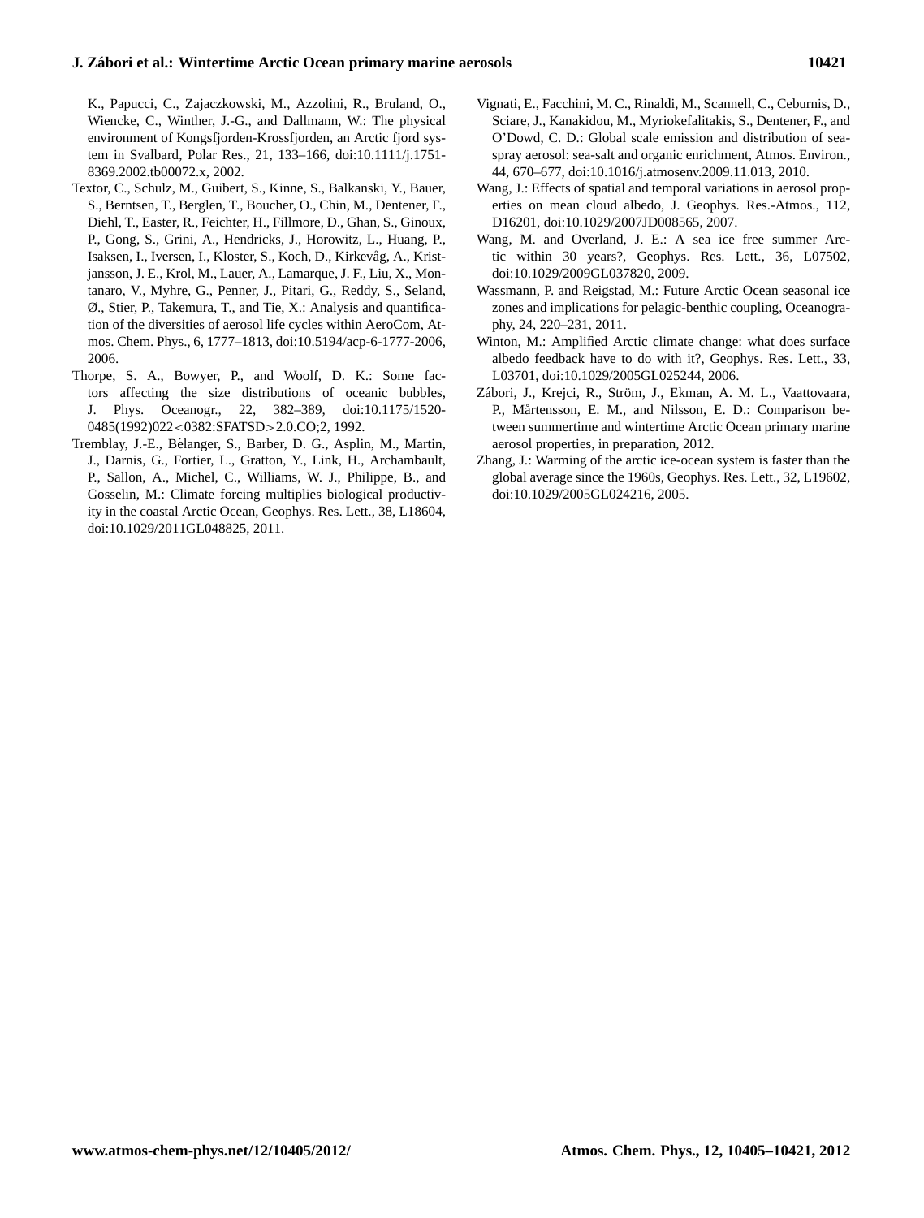K., Papucci, C., Zajaczkowski, M., Azzolini, R., Bruland, O., Wiencke, C., Winther, J.-G., and Dallmann, W.: The physical environment of Kongsfjorden-Krossfjorden, an Arctic fjord system in Svalbard, Polar Res., 21, 133–166, doi:10.1111/j.1751-8369.2002.tb00072.x, 2002.

Textor, C., Schulz, M., Guibert, S., Kinne, S., Balkanski, Y., Bauer, S., Berntsen, T., Berglen, T., Boucher, O., Chin, M., Dentener, F., Diehl, T., Easter, R., Feichter, H., Fillmore, D., Ghan, S., Ginoux, P., Gong, S., Grini, A., Hendricks, J., Horowitz, L., Huang, P., Isaksen, I., Iversen, I., Kloster, S., Koch, D., Kirkevåg, A., Kristjansson, J. E., Krol, M., Lauer, A., Lamarque, J. F., Liu, X., Montanaro, V., Myhre, G., Penner, J., Pitari, G., Reddy, S., Seland, Ø., Stier, P., Takemura, T., and Tie, X.: Analysis and quantification of the diversities of aerosol life cycles within AeroCom, Atmos. Chem. Phys., 6, 1777–1813, doi:10.5194/acp-6-1777-2006, 2006.

Thorpe, S. A., Bowyer, P., and Woolf, D. K.: Some factors affecting the size distributions of oceanic bubbles, J. Phys. Oceanogr., 22, 382–389, doi:10.1175/1520-0485(1992)022<0382:SFATSD>2.0.CO;2, 1992.

Tremblay, J.-E., Bélanger, S., Barber, D. G., Asplin, M., Martin, J., Darnis, G., Fortier, L., Gratton, Y., Link, H., Archambault, P., Sallon, A., Michel, C., Williams, W. J., Philippe, B., and Gosselin, M.: Climate forcing multiplies biological productivity in the coastal Arctic Ocean, Geophys. Res. Lett., 38, L18604, doi:10.1029/2011GL048825, 2011.

Vignati, E., Facchini, M. C., Rinaldi, M., Scannell, C., Ceburnis, D., Sciare, J., Kanakidou, M., Myriokefalitakis, S., Dentener, F., and O'Dowd, C. D.: Global scale emission and distribution of sea-spray aerosol: sea-salt and organic enrichment, Atmos. Environ., 44, 670–677, doi:10.1016/j.atmosenv.2009.11.013, 2010.

Wang, J.: Effects of spatial and temporal variations in aerosol properties on mean cloud albedo, J. Geophys. Res.-Atmos., 112, D16201, doi:10.1029/2007JD008565, 2007.

Wang, M. and Overland, J. E.: A sea ice free summer Arctic within 30 years?, Geophys. Res. Lett., 36, L07502, doi:10.1029/2009GL037820, 2009.

Wassmann, P. and Reigstad, M.: Future Arctic Ocean seasonal ice zones and implications for pelagic-benthic coupling, Oceanography, 24, 220–231, 2011.

Winton, M.: Amplified Arctic climate change: what does surface albedo feedback have to do with it?, Geophys. Res. Lett., 33, L03701, doi:10.1029/2005GL025244, 2006.

Zábori, J., Krejci, R., Ström, J., Ekman, A. M. L., Vaattovaara, P., Mårtensson, E. M., and Nilsson, E. D.: Comparison between summertime and wintertime Arctic Ocean primary marine aerosol properties, in preparation, 2012.

Zhang, J.: Warming of the arctic ice-ocean system is faster than the global average since the 1960s, Geophys. Res. Lett., 32, L19602, doi:10.1029/2005GL024216, 2005.